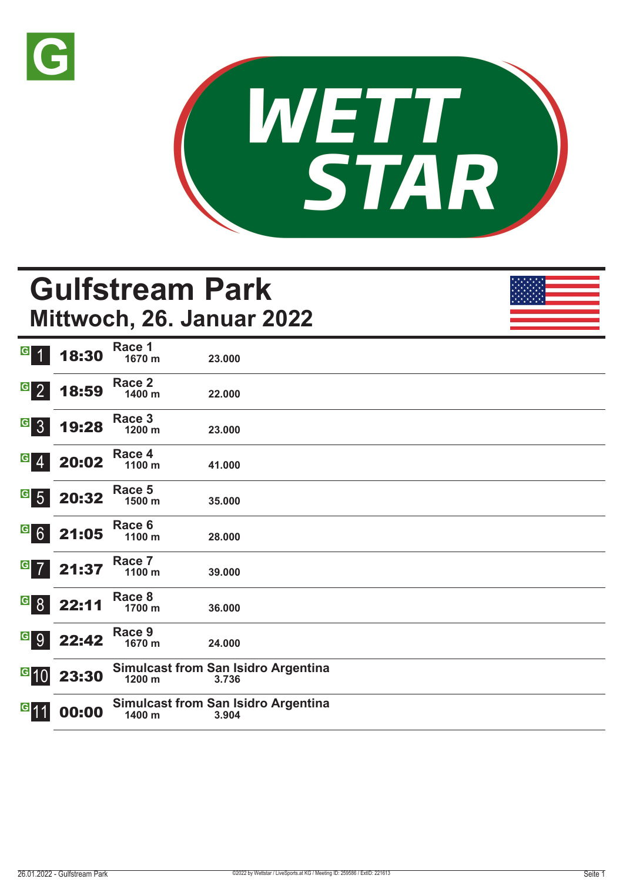# Gulfstream Park

## Mittwoch, 26. Januar 2022

| Nr. | Zeit | Rennen | Distanz | Preisgeld |
|---|---|---|---|---|
| 1 | 18:30 | Race 1 | 1670 m | 23.000 |
| 2 | 18:59 | Race 2 | 1400 m | 22.000 |
| 3 | 19:28 | Race 3 | 1200 m | 23.000 |
| 4 | 20:02 | Race 4 | 1100 m | 41.000 |
| 5 | 20:32 | Race 5 | 1500 m | 35.000 |
| 6 | 21:05 | Race 6 | 1100 m | 28.000 |
| 7 | 21:37 | Race 7 | 1100 m | 39.000 |
| 8 | 22:11 | Race 8 | 1700 m | 36.000 |
| 9 | 22:42 | Race 9 | 1670 m | 24.000 |
| 10 | 23:30 | Simulcast from San Isidro Argentina | 1200 m | 3.736 |
| 11 | 00:00 | Simulcast from San Isidro Argentina | 1400 m | 3.904 |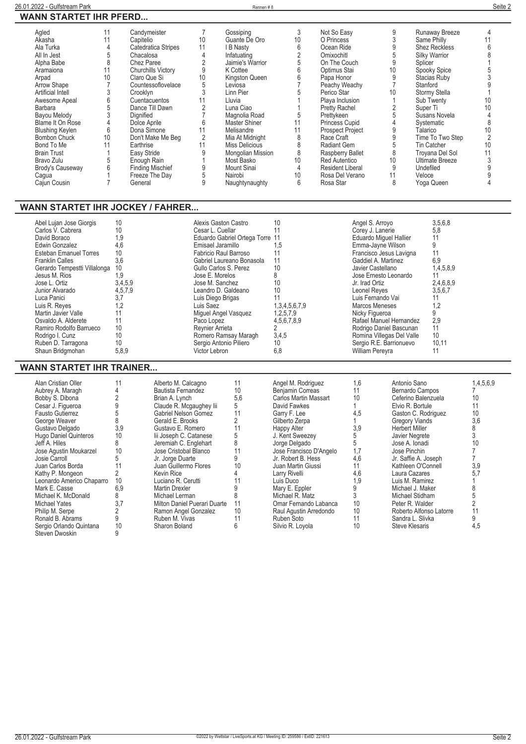## WANN STARTET IHR PFERD...

| Pferd | Rennen | Pferd | Rennen | Pferd | Rennen | Pferd | Rennen | Pferd | Rennen |
|---|---|---|---|---|---|---|---|---|---|
| Agled | 11 | Candymeister | 7 | Gossiping | 3 | Not So Easy | 9 | Runaway Breeze | 4 |
| Akasha | 11 | Capitelio | 10 | Guante De Oro | 10 | O Princess | 3 | Same Philly | 11 |
| Ala Turka | 4 | Catedratica Stripes | 11 | I B Nasty | 6 | Ocean Ride | 9 | Shez Reckless | 6 |
| All In Jest | 5 | Chacalosa | 4 | Infatuating | 2 | Omixochitl | 5 | Silky Warrior | 8 |
| Alpha Babe | 8 | Chez Paree | 2 | Jaimie's Warrior | 5 | On The Couch | 9 | Splicer | 1 |
| Aramaiona | 11 | Churchills Victory | 9 | K Cottee | 6 | Optimus Stai | 10 | Spooky Spice | 5 |
| Arpad | 10 | Claro Que Si | 10 | Kingston Queen | 6 | Papa Honor | 9 | Stacias Ruby | 3 |
| Arrow Shape | 7 | Countessoflovelace | 5 | Leviosa | 7 | Peachy Weachy | 7 | Stanford | 9 |
| Artificial Intell | 3 | Crooklyn | 3 | Linn Pier | 5 | Perico Star | 10 | Stormy Stella | 1 |
| Awesome Apeal | 6 | Cuentacuentos | 11 | Lluvia | 1 | Playa Inclusion | 1 | Sub Twenty | 10 |
| Barbara | 5 | Dance Till Dawn | 2 | Luna Ciao | 1 | Pretty Rachel | 2 | Super Ti | 10 |
| Bayou Melody | 3 | Dignified | 7 | Magnolia Road | 5 | Prettykeen | 5 | Susans Novela | 4 |
| Blame It On Rose | 4 | Dolce Aprile | 6 | Master Shiner | 11 | Princess Cupid | 4 | Systematic | 8 |
| Blushing Keylen | 6 | Dona Simone | 11 | Melisandre | 11 | Prospect Project | 9 | Talarico | 10 |
| Bombon Chuck | 10 | Don't Make Me Beg | 2 | Mia At Midnight | 8 | Race Craft | 9 | Time To Two Step | 2 |
| Bond To Me | 11 | Earthrise | 11 | Miss Delicious | 8 | Radiant Gem | 5 | Tin Catcher | 10 |
| Brain Trust | 1 | Easy Stride | 9 | Mongolian Mission | 8 | Raspberry Ballet | 8 | Troyana Del Sol | 11 |
| Bravo Zulu | 5 | Enough Rain | 1 | Most Basko | 10 | Red Autentico | 10 | Ultimate Breeze | 3 |
| Brody's Causeway | 6 | Finding Mischief | 9 | Mount Sinai | 4 | Resident Liberal | 9 | Undefiled | 9 |
| Cagua | 1 | Freeze The Day | 5 | Nairobi | 10 | Rosa Del Verano | 11 | Veloce | 9 |
| Cajun Cousin | 7 | General | 9 | Naughtynaughty | 6 | Rosa Star | 8 | Yoga Queen | 4 |

## WANN STARTET IHR JOCKEY / FAHRER...

| Jockey | Rennen | Jockey | Rennen | Jockey | Rennen |
|---|---|---|---|---|---|
| Abel Lujan Jose Giorgis | 10 | Alexis Gaston Castro | 10 | Angel S. Arroyo | 3,5,6,8 |
| Carlos V. Cabrera | 10 | Cesar L. Cuellar | 11 | Corey J. Lanerie | 5,8 |
| David Boraco | 1,9 | Eduardo Gabriel Ortega Torre | 11 | Eduardo Miguel Hallier | 11 |
| Edwin Gonzalez | 4,6 | Emisael Jaramillo | 1,5 | Emma-Jayne Wilson | 9 |
| Esteban Emanuel Torres | 10 | Fabricio Raul Barroso | 11 | Francisco Jesus Lavigna | 11 |
| Franklin Calles | 3,6 | Gabriel Laureano Bonasola | 11 | Gaddiel A. Martinez | 6,9 |
| Gerardo Tempestti Villalonga | 10 | Gullo Carlos S. Perez | 10 | Javier Castellano | 1,4,5,8,9 |
| Jesus M. Rios | 1,9 | Jose E. Morelos | 8 | Jose Ernesto Leonardo | 11 |
| Jose L. Ortiz | 3,4,5,9 | Jose M. Sanchez | 10 | Jr. Irad Ortiz | 2,4,6,8,9 |
| Junior Alvarado | 4,5,7,9 | Leandro D. Galdeano | 10 | Leonel Reyes | 3,5,6,7 |
| Luca Panici | 3,7 | Luis Diego Brigas | 11 | Luis Fernando Vai | 11 |
| Luis R. Reyes | 1,2 | Luis Saez | 1,3,4,5,6,7,9 | Marcos Meneses | 1,2 |
| Martin Javier Valle | 11 | Miguel Angel Vasquez | 1,2,5,7,9 | Nicky Figueroa | 9 |
| Osvaldo A. Alderete | 11 | Paco Lopez | 4,5,6,7,8,9 | Rafael Manuel Hernandez | 2,9 |
| Ramiro Rodolfo Barrueco | 10 | Reynier Arrieta | 2 | Rodrigo Daniel Bascunan | 11 |
| Rodrigo I. Cunz | 10 | Romero Ramsay Maragh | 3,4,5 | Romina Villegas Del Valle | 10 |
| Ruben D. Tarragona | 10 | Sergio Antonio Piliero | 10 | Sergio R.E. Barrionuevo | 10,11 |
| Shaun Bridgmohan | 5,8,9 | Victor Lebron | 6,8 | William Pereyra | 11 |

## WANN STARTET IHR TRAINER...

| Trainer | Rennen | Trainer | Rennen | Trainer | Rennen | Trainer | Rennen |
|---|---|---|---|---|---|---|---|
| Alan Cristian Oller | 11 | Alberto M. Calcagno | 11 | Angel M. Rodriguez | 1,6 | Antonio Sano | 1,4,5,6,9 |
| Aubrey A. Maragh | 4 | Bautista Fernandez | 10 | Benjamin Correas | 11 | Bernardo Campos | 7 |
| Bobby S. Dibona | 2 | Brian A. Lynch | 5,6 | Carlos Martin Massart | 10 | Ceferino Balenzuela | 10 |
| Cesar J. Figueroa | 9 | Claude R. Mcgaughey Iii | 5 | David Fawkes | 1 | Elvio R. Bortule | 11 |
| Fausto Gutierrez | 5 | Gabriel Nelson Gomez | 11 | Garry F. Lee | 4,5 | Gaston C. Rodriguez | 10 |
| George Weaver | 8 | Gerald E. Brooks | 2 | Gilberto Zerpa | 1 | Gregory Viands | 3,6 |
| Gustavo Delgado | 3,9 | Gustavo E. Romero | 11 | Happy Alter | 3,9 | Herbert Miller | 8 |
| Hugo Daniel Quinteros | 10 | Iii Joseph C. Catanese | 5 | J. Kent Sweezey | 5 | Javier Negrete | 3 |
| Jeff A. Hiles | 8 | Jeremiah C. Englehart | 8 | Jorge Delgado | 5 | Jose A. Ionadi | 10 |
| Jose Agustin Moukarzel | 10 | Jose Cristobal Blanco | 11 | Jose Francisco D'Angelo | 1,7 | Jose Pinchin | 7 |
| Josie Carroll | 5 | Jr. Jorge Duarte | 9 | Jr. Robert B. Hess | 4,6 | Jr. Saffie A. Joseph | 7 |
| Juan Carlos Borda | 11 | Juan Guillermo Flores | 10 | Juan Martin Giussi | 11 | Kathleen O'Connell | 3,9 |
| Kathy P. Mongeon | 2 | Kevin Rice | 4 | Larry Rivelli | 4,6 | Laura Cazares | 5,7 |
| Leonardo Americo Chaparro | 10 | Luciano R. Cerutti | 11 | Luis Duco | 1,9 | Luis M. Ramirez | 1 |
| Mark E. Casse | 6,9 | Martin Drexler | 9 | Mary E. Eppler | 9 | Michael J. Maker | 8 |
| Michael K. McDonald | 8 | Michael Lerman | 8 | Michael R. Matz | 3 | Michael Stidham | 5 |
| Michael Yates | 3,7 | Milton Daniel Puerari Duarte | 11 | Omar Fernando Labanca | 10 | Peter R. Walder | 2 |
| Philip M. Serpe | 2 | Ramon Angel Gonzalez | 10 | Raul Agustin Arredondo | 10 | Roberto Alfonso Latorre | 11 |
| Ronald B. Abrams | 9 | Ruben M. Vivas | 11 | Ruben Soto | 11 | Sandra L. Slivka | 9 |
| Sergio Orlando Quintana | 10 | Sharon Boland | 6 | Silvio R. Loyola | 10 | Steve Klesaris | 4,5 |
| Steven Dwoskin | 9 | | | | | | |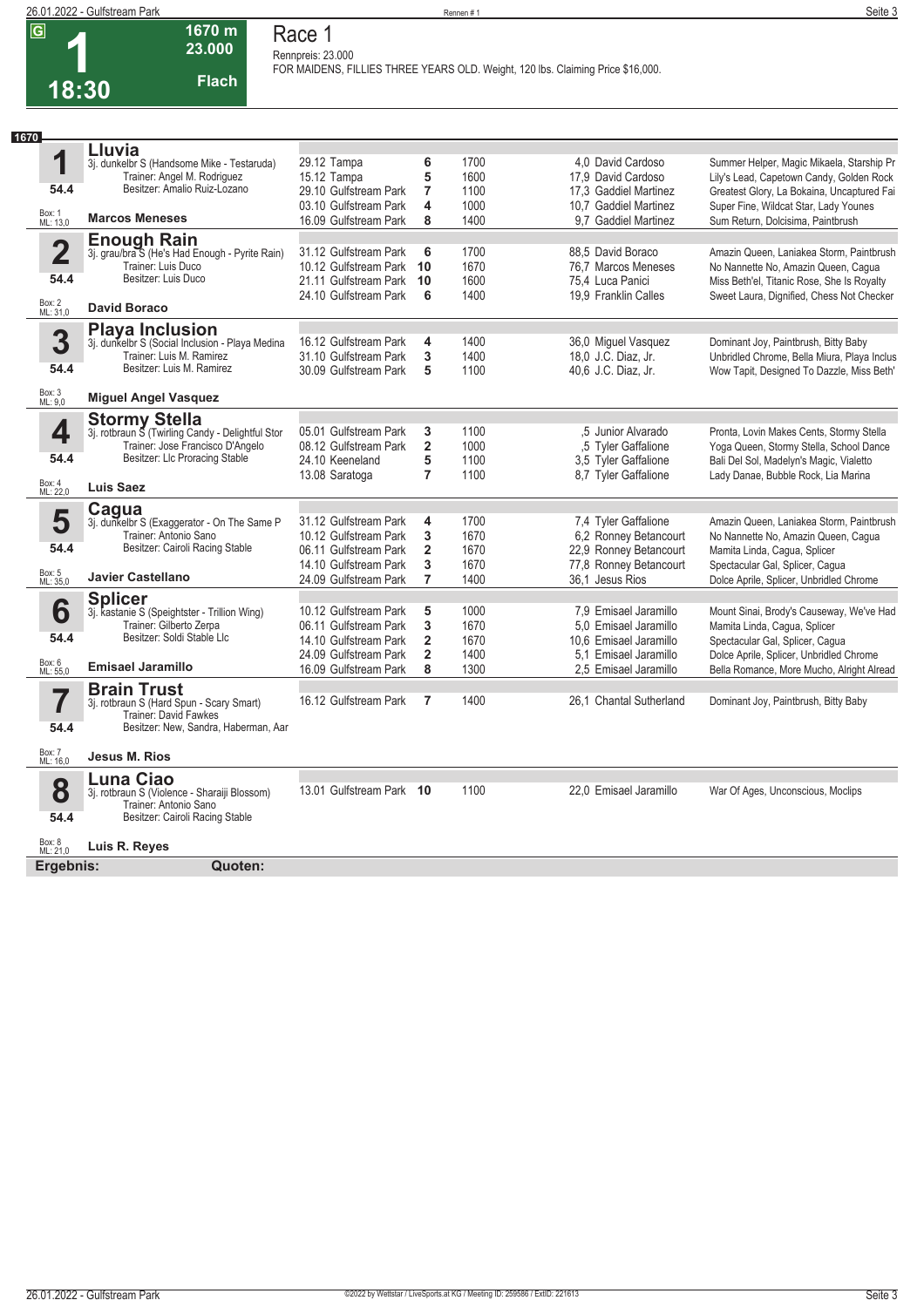# Race 1

**G** | **1** | **18:30** | **1670 m** | **23.000** | **Flach**

Rennpreis: 23.000
FOR MAIDENS, FILLIES THREE YEARS OLD. Weight, 120 lbs. Claiming Price $16,000.

**1670**

| Nr. | Pferd | Datum / Rennbahn | Platz | Distanz | Quote / Jockey | Einlauf |
|---|---|---|---|---|---|---|
| **1** | **Lluvia** 3j. dunkelbr S (Handsome Mike - Testaruda) Trainer: Angel M. Rodriguez Besitzer: Amalio Ruiz-Lozano | 29.12 Tampa | 6 | 1700 | 4,0 David Cardoso | Summer Helper, Magic Mikaela, Starship Pr |
| 54.4 | | 15.12 Tampa | 5 | 1600 | 17,9 David Cardoso | Lily's Lead, Capetown Candy, Golden Rock |
| Box: 1 ML: 13,0 | **Marcos Meneses** | 29.10 Gulfstream Park | 7 | 1100 | 17,3 Gaddiel Martinez | Greatest Glory, La Bokaina, Uncaptured Fai |
| | | 03.10 Gulfstream Park | 4 | 1000 | 10,7 Gaddiel Martinez | Super Fine, Wildcat Star, Lady Younes |
| | | 16.09 Gulfstream Park | 8 | 1400 | 9,7 Gaddiel Martinez | Sum Return, Dolcisima, Paintbrush |
| **2** | **Enough Rain** 3j. grau/bra S (He's Had Enough - Pyrite Rain) Trainer: Luis Duco Besitzer: Luis Duco | 31.12 Gulfstream Park | 6 | 1700 | 88,5 David Boraco | Amazin Queen, Laniakea Storm, Paintbrush |
| 54.4 | | 10.12 Gulfstream Park | 10 | 1670 | 76,7 Marcos Meneses | No Nannette No, Amazin Queen, Cagua |
| Box: 2 ML: 31,0 | **David Boraco** | 21.11 Gulfstream Park | 10 | 1600 | 75,4 Luca Panici | Miss Beth'el, Titanic Rose, She Is Royalty |
| | | 24.10 Gulfstream Park | 6 | 1400 | 19,9 Franklin Calles | Sweet Laura, Dignified, Chess Not Checker |
| **3** | **Playa Inclusion** 3j. dunkelbr S (Social Inclusion - Playa Medina) Trainer: Luis M. Ramirez Besitzer: Luis M. Ramirez | 16.12 Gulfstream Park | 4 | 1400 | 36,0 Miguel Vasquez | Dominant Joy, Paintbrush, Bitty Baby |
| 54.4 | | 31.10 Gulfstream Park | 3 | 1400 | 18,0 J.C. Diaz, Jr. | Unbridled Chrome, Bella Miura, Playa Inclus |
| Box: 3 ML: 9,0 | **Miguel Angel Vasquez** | 30.09 Gulfstream Park | 5 | 1100 | 40,6 J.C. Diaz, Jr. | Wow Tapit, Designed To Dazzle, Miss Beth' |
| **4** | **Stormy Stella** 3j. rotbraun S (Twirling Candy - Delightful Stor) Trainer: Jose Francisco D'Angelo Besitzer: Llc Proracing Stable | 05.01 Gulfstream Park | 3 | 1100 | ,5 Junior Alvarado | Pronta, Lovin Makes Cents, Stormy Stella |
| 54.4 | | 08.12 Gulfstream Park | 2 | 1000 | ,5 Tyler Gaffalione | Yoga Queen, Stormy Stella, School Dance |
| Box: 4 ML: 22,0 | **Luis Saez** | 24.10 Keeneland | 5 | 1100 | 3,5 Tyler Gaffalione | Bali Del Sol, Madelyn's Magic, Vialetto |
| | | 13.08 Saratoga | 7 | 1100 | 8,7 Tyler Gaffalione | Lady Danae, Bubble Rock, Lia Marina |
| **5** | **Cagua** 3j. dunkelbr S (Exaggerator - On The Same P) Trainer: Antonio Sano Besitzer: Cairoli Racing Stable | 31.12 Gulfstream Park | 4 | 1700 | 7,4 Tyler Gaffalione | Amazin Queen, Laniakea Storm, Paintbrush |
| 54.4 | | 10.12 Gulfstream Park | 3 | 1670 | 6,2 Ronney Betancourt | No Nannette No, Amazin Queen, Cagua |
| Box: 5 ML: 35,0 | **Javier Castellano** | 06.11 Gulfstream Park | 2 | 1670 | 22,9 Ronney Betancourt | Mamita Linda, Cagua, Splicer |
| | | 14.10 Gulfstream Park | 3 | 1670 | 77,8 Ronney Betancourt | Spectacular Gal, Splicer, Cagua |
| | | 24.09 Gulfstream Park | 7 | 1400 | 36,1 Jesus Rios | Dolce Aprile, Splicer, Unbridled Chrome |
| **6** | **Splicer** 3j. kastanie S (Speightster - Trillion Wing) Trainer: Gilberto Zerpa Besitzer: Soldi Stable Llc | 10.12 Gulfstream Park | 5 | 1000 | 7,9 Emisael Jaramillo | Mount Sinai, Brody's Causeway, We've Had |
| 54.4 | | 06.11 Gulfstream Park | 3 | 1670 | 5,0 Emisael Jaramillo | Mamita Linda, Cagua, Splicer |
| Box: 6 ML: 55,0 | **Emisael Jaramillo** | 14.10 Gulfstream Park | 2 | 1670 | 10,6 Emisael Jaramillo | Spectacular Gal, Splicer, Cagua |
| | | 24.09 Gulfstream Park | 2 | 1400 | 5,1 Emisael Jaramillo | Dolce Aprile, Splicer, Unbridled Chrome |
| | | 16.09 Gulfstream Park | 8 | 1300 | 2,5 Emisael Jaramillo | Bella Romance, More Mucho, Alright Alread |
| **7** | **Brain Trust** 3j. rotbraun S (Hard Spun - Scary Smart) Trainer: David Fawkes Besitzer: New, Sandra, Haberman, Aar | 16.12 Gulfstream Park | 7 | 1400 | 26,1 Chantal Sutherland | Dominant Joy, Paintbrush, Bitty Baby |
| 54.4 | | | | | | |
| Box: 7 ML: 16,0 | **Jesus M. Rios** | | | | | |
| **8** | **Luna Ciao** 3j. rotbraun S (Violence - Sharaiji Blossom) Trainer: Antonio Sano Besitzer: Cairoli Racing Stable | 13.01 Gulfstream Park | 10 | 1100 | 22,0 Emisael Jaramillo | War Of Ages, Unconscious, Moclips |
| 54.4 | | | | | | |
| Box: 8 ML: 21,0 | **Luis R. Reyes** | | | | | |

**Ergebnis:** **Quoten:**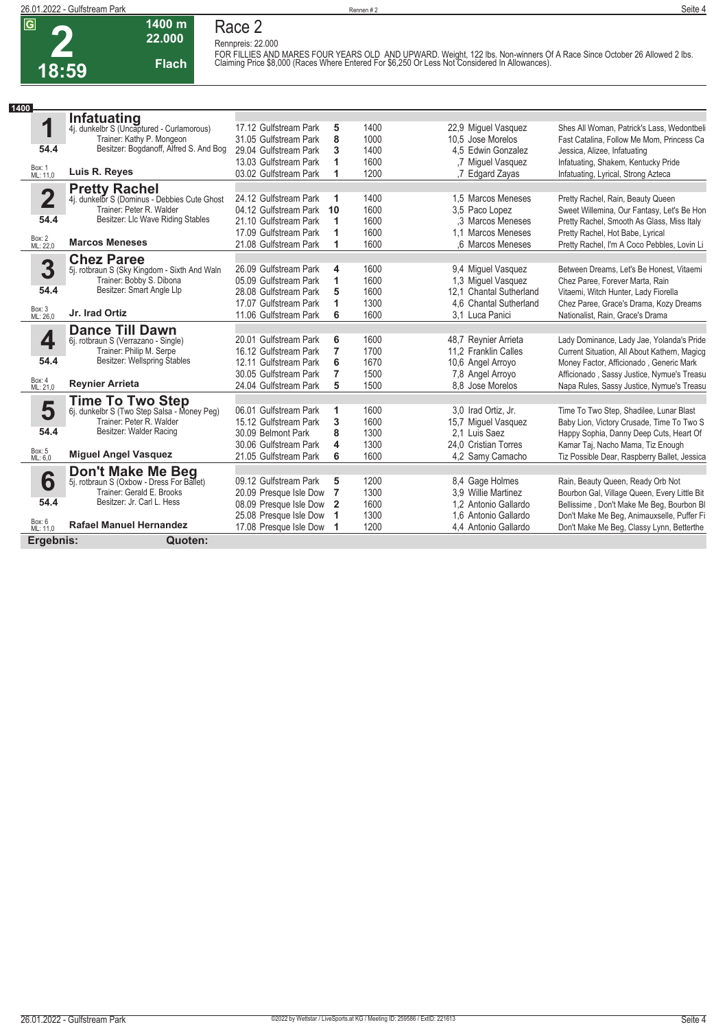# Race 2

**G** **2** **18:59** — **1400 m** **22.000** **Flach**

Rennpreis: 22.000

FOR FILLIES AND MARES FOUR YEARS OLD AND UPWARD. Weight, 122 lbs. Non-winners Of A Race Since October 26 Allowed 2 lbs. Claiming Price $8,000 (Races Where Entered For $6,250 Or Less Not Considered In Allowances).

**1400**

## 1 Infatuating
4j. dunkelbr S (Uncaptured - Curlamorous)
Trainer: Kathy P. Mongeon
Besitzer: Bogdanoff, Alfred S. And Bog
54.4
Box: 1 ML: 11,0
**Luis R. Reyes**

| Datum | Rennbahn | Platz | Distanz | Quote / Jockey | Einlauf |
|---|---|---|---|---|---|
| 17.12 | Gulfstream Park | 5 | 1400 | 22,9 Miguel Vasquez | Shes All Woman, Patrick's Lass, Wedontbeli |
| 31.05 | Gulfstream Park | 8 | 1000 | 10,5 Jose Morelos | Fast Catalina, Follow Me Mom, Princess Ca |
| 29.04 | Gulfstream Park | 3 | 1400 | 4,5 Edwin Gonzalez | Jessica, Alizee, Infatuating |
| 13.03 | Gulfstream Park | 1 | 1600 | ,7 Miguel Vasquez | Infatuating, Shakem, Kentucky Pride |
| 03.02 | Gulfstream Park | 1 | 1200 | ,7 Edgard Zayas | Infatuating, Lyrical, Strong Azteca |

## 2 Pretty Rachel
4j. dunkelbr S (Dominus - Debbies Cute Ghost
Trainer: Peter R. Walder
Besitzer: Llc Wave Riding Stables
54.4
Box: 2 ML: 22,0
**Marcos Meneses**

| Datum | Rennbahn | Platz | Distanz | Quote / Jockey | Einlauf |
|---|---|---|---|---|---|
| 24.12 | Gulfstream Park | 1 | 1400 | 1,5 Marcos Meneses | Pretty Rachel, Rain, Beauty Queen |
| 04.12 | Gulfstream Park | 10 | 1600 | 3,5 Paco Lopez | Sweet Willemina, Our Fantasy, Let's Be Hon |
| 21.10 | Gulfstream Park | 1 | 1600 | ,3 Marcos Meneses | Pretty Rachel, Smooth As Glass, Miss Italy |
| 17.09 | Gulfstream Park | 1 | 1600 | 1,1 Marcos Meneses | Pretty Rachel, Hot Babe, Lyrical |
| 21.08 | Gulfstream Park | 1 | 1600 | ,6 Marcos Meneses | Pretty Rachel, I'm A Coco Pebbles, Lovin Li |

## 3 Chez Paree
5j. rotbraun S (Sky Kingdom - Sixth And Waln
Trainer: Bobby S. Dibona
Besitzer: Smart Angle Llp
54.4
Box: 3 ML: 26,0
**Jr. Irad Ortiz**

| Datum | Rennbahn | Platz | Distanz | Quote / Jockey | Einlauf |
|---|---|---|---|---|---|
| 26.09 | Gulfstream Park | 4 | 1600 | 9,4 Miguel Vasquez | Between Dreams, Let's Be Honest, Vitaemi |
| 05.09 | Gulfstream Park | 1 | 1600 | 1,3 Miguel Vasquez | Chez Paree, Forever Marta, Rain |
| 28.08 | Gulfstream Park | 5 | 1600 | 12,1 Chantal Sutherland | Vitaemi, Witch Hunter, Lady Fiorella |
| 17.07 | Gulfstream Park | 1 | 1300 | 4,6 Chantal Sutherland | Chez Paree, Grace's Drama, Kozy Dreams |
| 11.06 | Gulfstream Park | 6 | 1600 | 3,1 Luca Panici | Nationalist, Rain, Grace's Drama |

## 4 Dance Till Dawn
6j. rotbraun S (Verrazano - Single)
Trainer: Philip M. Serpe
Besitzer: Wellspring Stables
54.4
Box: 4 ML: 21,0
**Reynier Arrieta**

| Datum | Rennbahn | Platz | Distanz | Quote / Jockey | Einlauf |
|---|---|---|---|---|---|
| 20.01 | Gulfstream Park | 6 | 1600 | 48,7 Reynier Arrieta | Lady Dominance, Lady Jae, Yolanda's Pride |
| 16.12 | Gulfstream Park | 7 | 1700 | 11,2 Franklin Calles | Current Situation, All About Kathern, Magicg |
| 12.11 | Gulfstream Park | 6 | 1670 | 10,6 Angel Arroyo | Money Factor, Afficionado , Generic Mark |
| 30.05 | Gulfstream Park | 7 | 1500 | 7,8 Angel Arroyo | Afficionado , Sassy Justice, Nymue's Treasu |
| 24.04 | Gulfstream Park | 5 | 1500 | 8,8 Jose Morelos | Napa Rules, Sassy Justice, Nymue's Treasu |

## 5 Time To Two Step
6j. dunkelbr S (Two Step Salsa - Money Peg)
Trainer: Peter R. Walder
Besitzer: Walder Racing
54.4
Box: 5 ML: 6,0
**Miguel Angel Vasquez**

| Datum | Rennbahn | Platz | Distanz | Quote / Jockey | Einlauf |
|---|---|---|---|---|---|
| 06.01 | Gulfstream Park | 1 | 1600 | 3,0 Irad Ortiz, Jr. | Time To Two Step, Shadilee, Lunar Blast |
| 15.12 | Gulfstream Park | 3 | 1600 | 15,7 Miguel Vasquez | Baby Lion, Victory Crusade, Time To Two S |
| 30.09 | Belmont Park | 8 | 1300 | 2,1 Luis Saez | Happy Sophia, Danny Deep Cuts, Heart Of |
| 30.06 | Gulfstream Park | 4 | 1300 | 24,0 Cristian Torres | Kamar Taj, Nacho Mama, Tiz Enough |
| 21.05 | Gulfstream Park | 6 | 1600 | 4,2 Samy Camacho | Tiz Possible Dear, Raspberry Ballet, Jessica |

## 6 Don't Make Me Beg
5j. rotbraun S (Oxbow - Dress For Ballet)
Trainer: Gerald E. Brooks
Besitzer: Jr. Carl L. Hess
54.4
Box: 6 ML: 11,0
**Rafael Manuel Hernandez**

| Datum | Rennbahn | Platz | Distanz | Quote / Jockey | Einlauf |
|---|---|---|---|---|---|
| 09.12 | Gulfstream Park | 5 | 1200 | 8,4 Gage Holmes | Rain, Beauty Queen, Ready Orb Not |
| 20.09 | Presque Isle Dow | 7 | 1300 | 3,9 Willie Martinez | Bourbon Gal, Village Queen, Every Little Bit |
| 08.09 | Presque Isle Dow | 2 | 1600 | 1,2 Antonio Gallardo | Bellissime , Don't Make Me Beg, Bourbon Bl |
| 25.08 | Presque Isle Dow | 1 | 1300 | 1,6 Antonio Gallardo | Don't Make Me Beg, Animauxselle, Puffer Fi |
| 17.08 | Presque Isle Dow | 1 | 1200 | 4,4 Antonio Gallardo | Don't Make Me Beg, Classy Lynn, Betterthe |

**Ergebnis:** **Quoten:**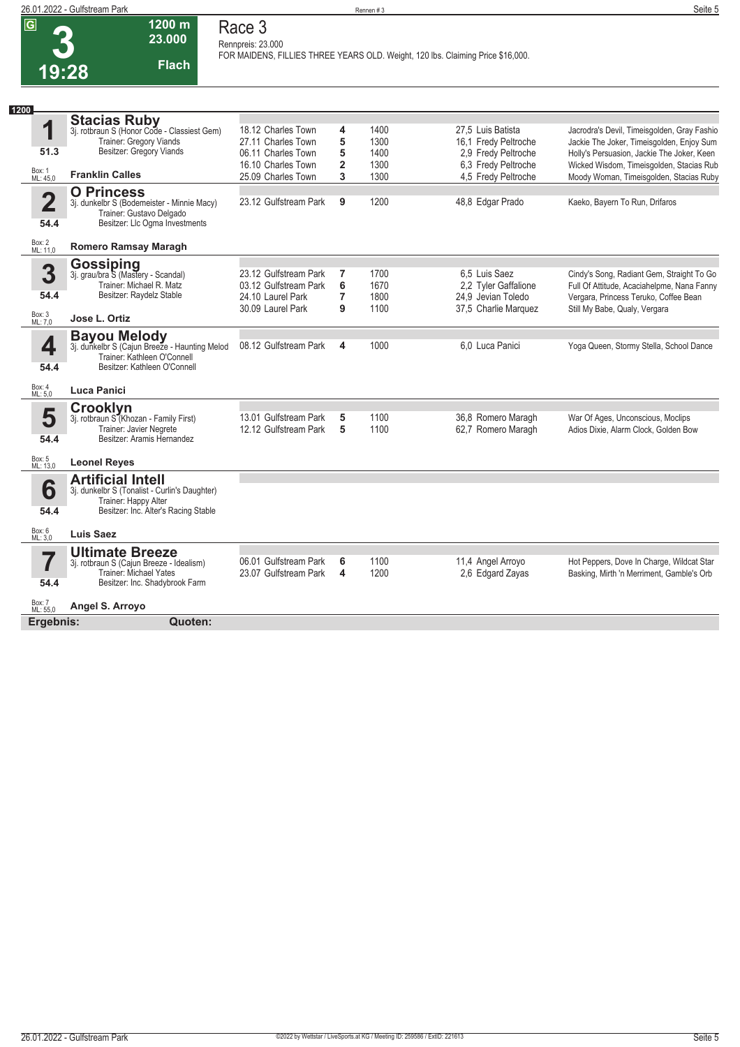# Race 3

**G** **3** **19:28** — 1200 m, 23.000, Flach

Rennpreis: 23.000

FOR MAIDENS, FILLIES THREE YEARS OLD. Weight, 120 lbs. Claiming Price $16,000.

**1200**

## 1 Stacias Ruby

3j. rotbraun S (Honor Code - Classiest Gem)
Trainer: Gregory Viands
Besitzer: Gregory Viands
51.3
Box: 1 ML: 45,0
**Franklin Calles**

| Datum | Bahn | Platz | Distanz | Quote | Jockey | Einlauf |
|---|---|---|---|---|---|---|
| 18.12 | Charles Town | 4 | 1400 | 27,5 | Luis Batista | Jacrodra's Devil, Timeisgolden, Gray Fashio |
| 27.11 | Charles Town | 5 | 1300 | 16,1 | Fredy Peltroche | Jackie The Joker, Timeisgolden, Enjoy Sum |
| 06.11 | Charles Town | 5 | 1400 | 2,9 | Fredy Peltroche | Holly's Persuasion, Jackie The Joker, Keen |
| 16.10 | Charles Town | 2 | 1300 | 6,3 | Fredy Peltroche | Wicked Wisdom, Timeisgolden, Stacias Rub |
| 25.09 | Charles Town | 3 | 1300 | 4,5 | Fredy Peltroche | Moody Woman, Timeisgolden, Stacias Ruby |

## 2 O Princess

3j. dunkelbr S (Bodemeister - Minnie Macy)
Trainer: Gustavo Delgado
Besitzer: Llc Ogma Investments
54.4
Box: 2 ML: 11,0
**Romero Ramsay Maragh**

| Datum | Bahn | Platz | Distanz | Quote | Jockey | Einlauf |
|---|---|---|---|---|---|---|
| 23.12 | Gulfstream Park | 9 | 1200 | 48,8 | Edgar Prado | Kaeko, Bayern To Run, Drifaros |

## 3 Gossiping

3j. grau/bra S (Mastery - Scandal)
Trainer: Michael R. Matz
Besitzer: Raydelz Stable
54.4
Box: 3 ML: 7,0
**Jose L. Ortiz**

| Datum | Bahn | Platz | Distanz | Quote | Jockey | Einlauf |
|---|---|---|---|---|---|---|
| 23.12 | Gulfstream Park | 7 | 1700 | 6,5 | Luis Saez | Cindy's Song, Radiant Gem, Straight To Go |
| 03.12 | Gulfstream Park | 6 | 1670 | 2,2 | Tyler Gaffalione | Full Of Attitude, Acaciahelpme, Nana Fanny |
| 24.10 | Laurel Park | 7 | 1800 | 24,9 | Jevian Toledo | Vergara, Princess Teruko, Coffee Bean |
| 30.09 | Laurel Park | 9 | 1100 | 37,5 | Charlie Marquez | Still My Babe, Qualy, Vergara |

## 4 Bayou Melody

3j. dunkelbr S (Cajun Breeze - Haunting Melod
Trainer: Kathleen O'Connell
Besitzer: Kathleen O'Connell
54.4
Box: 4 ML: 5,0
**Luca Panici**

| Datum | Bahn | Platz | Distanz | Quote | Jockey | Einlauf |
|---|---|---|---|---|---|---|
| 08.12 | Gulfstream Park | 4 | 1000 | 6,0 | Luca Panici | Yoga Queen, Stormy Stella, School Dance |

## 5 Crooklyn

3j. rotbraun S (Khozan - Family First)
Trainer: Javier Negrete
Besitzer: Aramis Hernandez
54.4
Box: 5 ML: 13,0
**Leonel Reyes**

| Datum | Bahn | Platz | Distanz | Quote | Jockey | Einlauf |
|---|---|---|---|---|---|---|
| 13.01 | Gulfstream Park | 5 | 1100 | 36,8 | Romero Maragh | War Of Ages, Unconscious, Moclips |
| 12.12 | Gulfstream Park | 5 | 1100 | 62,7 | Romero Maragh | Adios Dixie, Alarm Clock, Golden Bow |

## 6 Artificial Intell

3j. dunkelbr S (Tonalist - Curlin's Daughter)
Trainer: Happy Alter
Besitzer: Inc. Alter's Racing Stable
54.4
Box: 6 ML: 3,0
**Luis Saez**

## 7 Ultimate Breeze

3j. rotbraun S (Cajun Breeze - Idealism)
Trainer: Michael Yates
Besitzer: Inc. Shadybrook Farm
54.4
Box: 7 ML: 55,0
**Angel S. Arroyo**

| Datum | Bahn | Platz | Distanz | Quote | Jockey | Einlauf |
|---|---|---|---|---|---|---|
| 06.01 | Gulfstream Park | 6 | 1100 | 11,4 | Angel Arroyo | Hot Peppers, Dove In Charge, Wildcat Star |
| 23.07 | Gulfstream Park | 4 | 1200 | 2,6 | Edgard Zayas | Basking, Mirth 'n Merriment, Gamble's Orb |

**Ergebnis:** **Quoten:**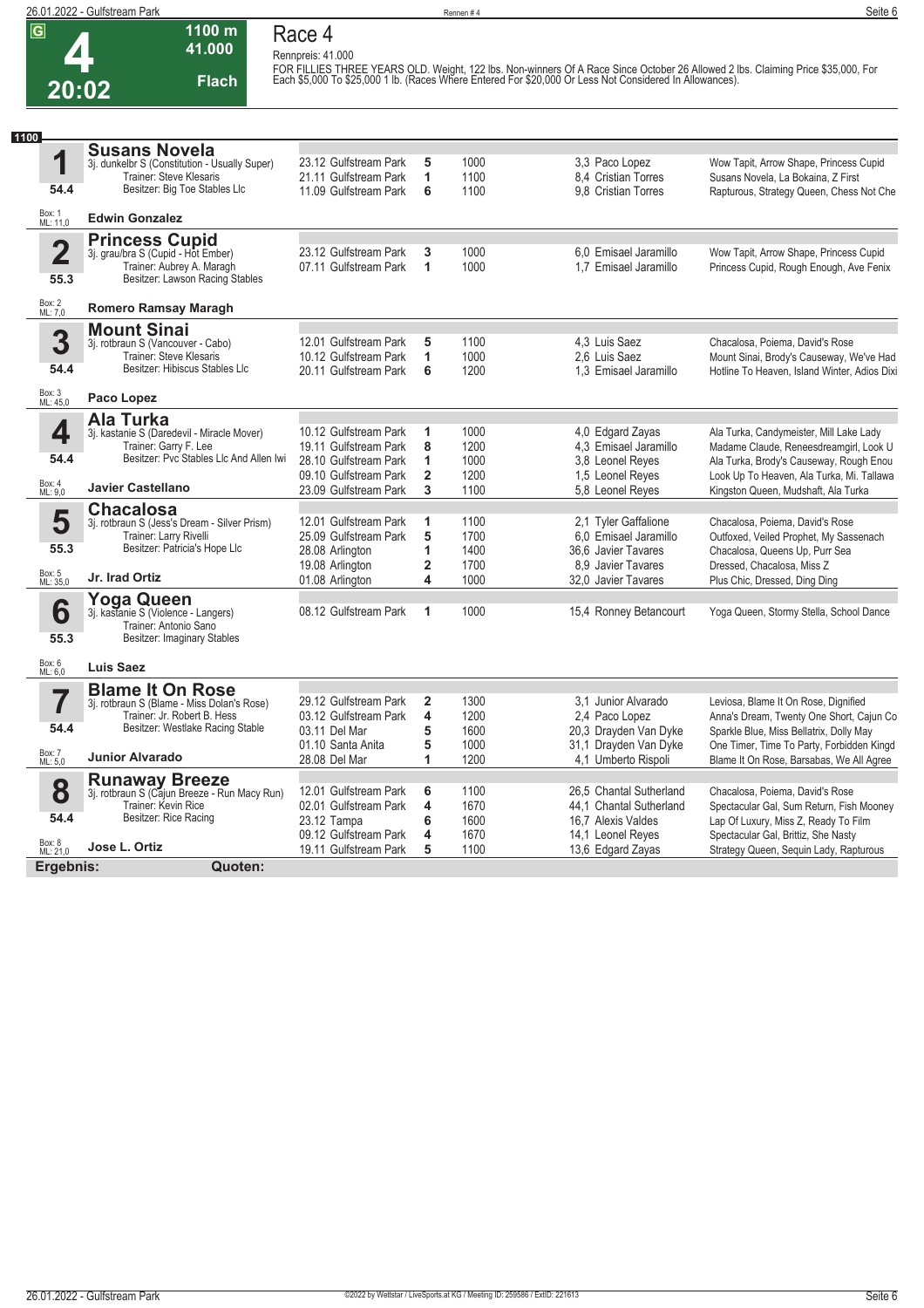# Race 4

**4** — 20:02 — 1100 m — 41.000 — Flach

Rennpreis: 41.000

FOR FILLIES THREE YEARS OLD. Weight, 122 lbs. Non-winners Of A Race Since October 26 Allowed 2 lbs. Claiming Price $35,000, For Each $5,000 To $25,000 1 lb. (Races Where Entered For $20,000 Or Less Not Considered In Allowances).

**1100**

| Nr. | Pferd | Datum / Bahn | Platz | Distanz | Quote / Jockey | Einlauf |
|---|---|---|---|---|---|---|
| **1** | **Susans Novela** 3j. dunkelbr S (Constitution - Usually Super) Trainer: Steve Klesaris Besitzer: Big Toe Stables Llc | 23.12 Gulfstream Park | 5 | 1000 | 3,3 Paco Lopez | Wow Tapit, Arrow Shape, Princess Cupid |
| 54.4 | | 21.11 Gulfstream Park | 1 | 1100 | 8,4 Cristian Torres | Susans Novela, La Bokaina, Z First |
| Box: 1 ML: 11,0 | **Edwin Gonzalez** | 11.09 Gulfstream Park | 6 | 1100 | 9,8 Cristian Torres | Rapturous, Strategy Queen, Chess Not Che |
| **2** | **Princess Cupid** 3j. grau/bra S (Cupid - Hot Ember) Trainer: Aubrey A. Maragh Besitzer: Lawson Racing Stables | 23.12 Gulfstream Park | 3 | 1000 | 6,0 Emisael Jaramillo | Wow Tapit, Arrow Shape, Princess Cupid |
| 55.3 | | 07.11 Gulfstream Park | 1 | 1000 | 1,7 Emisael Jaramillo | Princess Cupid, Rough Enough, Ave Fenix |
| Box: 2 ML: 7,0 | **Romero Ramsay Maragh** | | | | | |
| **3** | **Mount Sinai** 3j. rotbraun S (Vancouver - Cabo) Trainer: Steve Klesaris Besitzer: Hibiscus Stables Llc | 12.01 Gulfstream Park | 5 | 1100 | 4,3 Luis Saez | Chacalosa, Poiema, David's Rose |
| 54.4 | | 10.12 Gulfstream Park | 1 | 1000 | 2,6 Luis Saez | Mount Sinai, Brody's Causeway, We've Had |
| Box: 3 ML: 45,0 | **Paco Lopez** | 20.11 Gulfstream Park | 6 | 1200 | 1,3 Emisael Jaramillo | Hotline To Heaven, Island Winter, Adios Dixi |
| **4** | **Ala Turka** 3j. kastanie S (Daredevil - Miracle Mover) Trainer: Garry F. Lee Besitzer: Pvc Stables Llc And Allen Iwi | 10.12 Gulfstream Park | 1 | 1000 | 4,0 Edgard Zayas | Ala Turka, Candymeister, Mill Lake Lady |
| 54.4 | | 19.11 Gulfstream Park | 8 | 1200 | 4,3 Emisael Jaramillo | Madame Claude, Reneesdreamgirl, Look U |
| | | 28.10 Gulfstream Park | 1 | 1000 | 3,8 Leonel Reyes | Ala Turka, Brody's Causeway, Rough Enou |
| Box: 4 ML: 9,0 | **Javier Castellano** | 09.10 Gulfstream Park | 2 | 1200 | 1,5 Leonel Reyes | Look Up To Heaven, Ala Turka, Mi. Tallawa |
| | | 23.09 Gulfstream Park | 3 | 1100 | 5,8 Leonel Reyes | Kingston Queen, Mudshaft, Ala Turka |
| **5** | **Chacalosa** 3j. rotbraun S (Jess's Dream - Silver Prism) Trainer: Larry Rivelli Besitzer: Patricia's Hope Llc | 12.01 Gulfstream Park | 1 | 1100 | 2,1 Tyler Gaffalione | Chacalosa, Poiema, David's Rose |
| 55.3 | | 25.09 Gulfstream Park | 5 | 1700 | 6,0 Emisael Jaramillo | Outfoxed, Veiled Prophet, My Sassenach |
| | | 28.08 Arlington | 1 | 1400 | 36,6 Javier Tavares | Chacalosa, Queens Up, Purr Sea |
| Box: 5 ML: 35,0 | **Jr. Irad Ortiz** | 19.08 Arlington | 2 | 1700 | 8,9 Javier Tavares | Dressed, Chacalosa, Miss Z |
| | | 01.08 Arlington | 4 | 1000 | 32,0 Javier Tavares | Plus Chic, Dressed, Ding Ding |
| **6** | **Yoga Queen** 3j. kastanie S (Violence - Langers) Trainer: Antonio Sano Besitzer: Imaginary Stables | 08.12 Gulfstream Park | 1 | 1000 | 15,4 Ronney Betancourt | Yoga Queen, Stormy Stella, School Dance |
| 55.3 | | | | | | |
| Box: 6 ML: 6,0 | **Luis Saez** | | | | | |
| **7** | **Blame It On Rose** 3j. rotbraun S (Blame - Miss Dolan's Rose) Trainer: Jr. Robert B. Hess Besitzer: Westlake Racing Stable | 29.12 Gulfstream Park | 2 | 1300 | 3,1 Junior Alvarado | Leviosa, Blame It On Rose, Dignified |
| 54.4 | | 03.12 Gulfstream Park | 4 | 1200 | 2,4 Paco Lopez | Anna's Dream, Twenty One Short, Cajun Co |
| | | 03.11 Del Mar | 5 | 1600 | 20,3 Drayden Van Dyke | Sparkle Blue, Miss Bellatrix, Dolly May |
| Box: 7 ML: 5,0 | **Junior Alvarado** | 01.10 Santa Anita | 5 | 1000 | 31,1 Drayden Van Dyke | One Timer, Time To Party, Forbidden Kingd |
| | | 28.08 Del Mar | 1 | 1200 | 4,1 Umberto Rispoli | Blame It On Rose, Barsabas, We All Agree |
| **8** | **Runaway Breeze** 3j. rotbraun S (Cajun Breeze - Run Macy Run) Trainer: Kevin Rice Besitzer: Rice Racing | 12.01 Gulfstream Park | 6 | 1100 | 26,5 Chantal Sutherland | Chacalosa, Poiema, David's Rose |
| 54.4 | | 02.01 Gulfstream Park | 4 | 1670 | 44,1 Chantal Sutherland | Spectacular Gal, Sum Return, Fish Mooney |
| | | 23.12 Tampa | 6 | 1600 | 16,7 Alexis Valdes | Lap Of Luxury, Miss Z, Ready To Film |
| Box: 8 ML: 21,0 | **Jose L. Ortiz** | 09.12 Gulfstream Park | 4 | 1670 | 14,1 Leonel Reyes | Spectacular Gal, Brittiz, She Nasty |
| | | 19.11 Gulfstream Park | 5 | 1100 | 13,6 Edgard Zayas | Strategy Queen, Sequin Lady, Rapturous |

**Ergebnis:** **Quoten:**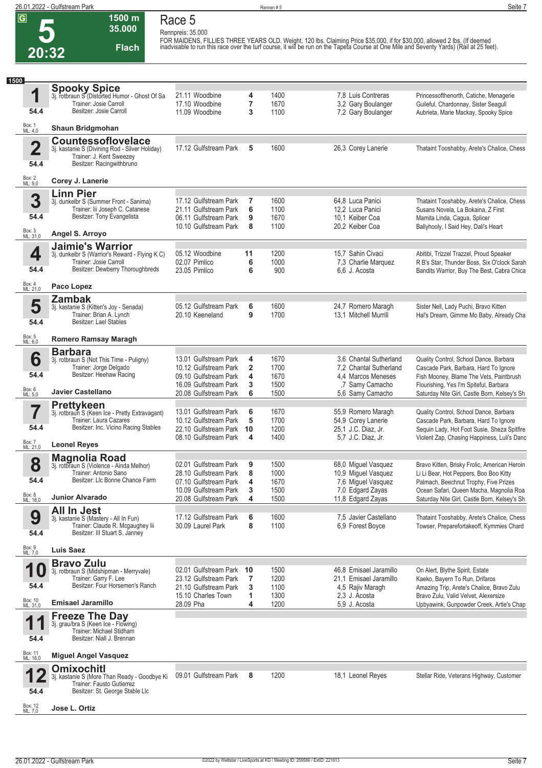**5** | 20:32 | 1500 m | 35.000 | Flach

# Race 5

Rennpreis: 35.000

FOR MAIDENS, FILLIES THREE YEARS OLD. Weight, 120 lbs. Claiming Price $35,000, if for $30,000, allowed 2 lbs. (If deemed inadvisable to run this race over the turf course, it will be run on the Tapeta Course at One Mile and Seventy Yards) (Rail at 25 feet).

## 1500

### 1 Spooky Spice
3j. rotbraun S (Distorted Humor - Ghost Of Sa)
Trainer: Josie Carroll
Besitzer: Josie Carroll
54.4 — Box: 1, ML: 4,0
**Shaun Bridgmohan**

| Datum | Bahn | Platz | Distanz | Quote | Jockey | Einlauf |
|---|---|---|---|---|---|---|
| 21.11 | Woodbine | 4 | 1400 | 7,8 | Luis Contreras | Princessofthenorth, Catiche, Menagerie |
| 17.10 | Woodbine | 7 | 1670 | 3,2 | Gary Boulanger | Guileful, Chardonnay, Sister Seagull |
| 11.09 | Woodbine | 3 | 1100 | 7,2 | Gary Boulanger | Aubrieta, Marie Mackay, Spooky Spice |

### 2 Countessoflovelace
3j. kastanie S (Divining Rod - Silver Holiday)
Trainer: J. Kent Sweezey
Besitzer: Racingwithbruno
54.4 — Box: 2, ML: 9,0
**Corey J. Lanerie**

| Datum | Bahn | Platz | Distanz | Quote | Jockey | Einlauf |
|---|---|---|---|---|---|---|
| 17.12 | Gulfstream Park | 5 | 1600 | 26,3 | Corey Lanerie | Thataint Tooshabby, Arete's Chalice, Chess |

### 3 Linn Pier
3j. dunkelbr S (Summer Front - Sanima)
Trainer: Iii Joseph C. Catanese
Besitzer: Tony Evangelista
54.4 — Box: 3, ML: 31,0
**Angel S. Arroyo**

| Datum | Bahn | Platz | Distanz | Quote | Jockey | Einlauf |
|---|---|---|---|---|---|---|
| 17.12 | Gulfstream Park | 7 | 1600 | 64,8 | Luca Panici | Thataint Tooshabby, Arete's Chalice, Chess |
| 21.11 | Gulfstream Park | 6 | 1100 | 12,2 | Luca Panici | Susans Novela, La Bokaina, Z First |
| 06.11 | Gulfstream Park | 9 | 1670 | 10,1 | Keiber Coa | Mamita Linda, Cagua, Splicer |
| 10.10 | Gulfstream Park | 8 | 1100 | 20,2 | Keiber Coa | Ballyhooly, I Said Hey, Dali's Heart |

### 4 Jaimie's Warrior
3j. dunkelbr S (Warrior's Reward - Flying K C)
Trainer: Josie Carroll
Besitzer: Dewberry Thoroughbreds
54.4 — Box: 4, ML: 21,0
**Paco Lopez**

| Datum | Bahn | Platz | Distanz | Quote | Jockey | Einlauf |
|---|---|---|---|---|---|---|
| 05.12 | Woodbine | 11 | 1200 | 15,7 | Sahin Civaci | Abitibi, Trizzel Trazzel, Proud Speaker |
| 02.07 | Pimlico | 6 | 1000 | 7,3 | Charlie Marquez | R B's Star, Thunder Boss, Six O'clock Sarah |
| 23.05 | Pimlico | 6 | 900 | 6,6 | J. Acosta | Bandits Warrior, Buy The Best, Cabra Chica |

### 5 Zambak
3j. kastanie S (Kitten's Joy - Senada)
Trainer: Brian A. Lynch
Besitzer: Lael Stables
54.4 — Box: 5, ML: 6,0
**Romero Ramsay Maragh**

| Datum | Bahn | Platz | Distanz | Quote | Jockey | Einlauf |
|---|---|---|---|---|---|---|
| 05.12 | Gulfstream Park | 6 | 1600 | 24,7 | Romero Maragh | Sister Nell, Lady Puchi, Bravo Kitten |
| 20.10 | Keeneland | 9 | 1700 | 13,1 | Mitchell Murrill | Hal's Dream, Gimme Mo Baby, Already Cha |

### 6 Barbara
3j. rotbraun S (Not This Time - Puligny)
Trainer: Jorge Delgado
Besitzer: Heehaw Racing
54.4 — Box: 6, ML: 5,0
**Javier Castellano**

| Datum | Bahn | Platz | Distanz | Quote | Jockey | Einlauf |
|---|---|---|---|---|---|---|
| 13.01 | Gulfstream Park | 4 | 1670 | 3,6 | Chantal Sutherland | Quality Control, School Dance, Barbara |
| 10.12 | Gulfstream Park | 2 | 1700 | 7,2 | Chantal Sutherland | Cascade Park, Barbara, Hard To Ignore |
| 09.10 | Gulfstream Park | 4 | 1670 | 4,4 | Marcos Meneses | Fish Mooney, Blame The Vets, Paintbrush |
| 16.09 | Gulfstream Park | 3 | 1500 | ,7 | Samy Camacho | Flourishing, Yes I'm Spiteful, Barbara |
| 20.08 | Gulfstream Park | 6 | 1500 | 5,6 | Samy Camacho | Saturday Nite Girl, Castle Born, Kelsey's Sh |

### 7 Prettykeen
3j. rotbraun S (Keen Ice - Pretty Extravagant)
Trainer: Laura Cazares
Besitzer: Inc. Vicino Racing Stables
54.4 — Box: 7, ML: 21,0
**Leonel Reyes**

| Datum | Bahn | Platz | Distanz | Quote | Jockey | Einlauf |
|---|---|---|---|---|---|---|
| 13.01 | Gulfstream Park | 6 | 1670 | 55,9 | Romero Maragh | Quality Control, School Dance, Barbara |
| 10.12 | Gulfstream Park | 5 | 1700 | 54,9 | Corey Lanerie | Cascade Park, Barbara, Hard To Ignore |
| 22.10 | Gulfstream Park | 10 | 1200 | 25,1 | J.C. Diaz, Jr. | Sequin Lady, Hot Foot Susie, Sheza Spitfire |
| 08.10 | Gulfstream Park | 4 | 1400 | 5,7 | J.C. Diaz, Jr. | Violent Zap, Chasing Happiness, Luli's Danc |

### 8 Magnolia Road
3j. rotbraun S (Violence - Ainda Melhor)
Trainer: Antonio Sano
Besitzer: Llc Bonne Chance Farm
54.4 — Box: 8, ML: 16,0
**Junior Alvarado**

| Datum | Bahn | Platz | Distanz | Quote | Jockey | Einlauf |
|---|---|---|---|---|---|---|
| 02.01 | Gulfstream Park | 9 | 1500 | 68,0 | Miguel Vasquez | Bravo Kitten, Brisky Frolic, American Heroin |
| 28.10 | Gulfstream Park | 8 | 1000 | 10,9 | Miguel Vasquez | Li Li Bear, Hot Peppers, Boo Boo Kitty |
| 07.10 | Gulfstream Park | 4 | 1670 | 7,6 | Miguel Vasquez | Palmach, Beechnut Trophy, Five Prizes |
| 10.09 | Gulfstream Park | 3 | 1500 | 7,0 | Edgard Zayas | Ocean Safari, Queen Macha, Magnolia Roa |
| 20.08 | Gulfstream Park | 4 | 1500 | 11,8 | Edgard Zayas | Saturday Nite Girl, Castle Born, Kelsey's Sh |

### 9 All In Jest
3j. kastanie S (Mastery - All In Fun)
Trainer: Claude R. Mcgaughey Iii
Besitzer: Iii Stuart S. Janney
54.4 — Box: 9, ML: 7,0
**Luis Saez**

| Datum | Bahn | Platz | Distanz | Quote | Jockey | Einlauf |
|---|---|---|---|---|---|---|
| 17.12 | Gulfstream Park | 6 | 1600 | 7,5 | Javier Castellano | Thataint Tooshabby, Arete's Chalice, Chess |
| 30.09 | Laurel Park | 8 | 1100 | 6,9 | Forest Boyce | Towser, Preparefortakeoff, Kymmies Chard |

### 10 Bravo Zulu
3j. rotbraun S (Midshipman - Merryvale)
Trainer: Garry F. Lee
Besitzer: Four Horsemen's Ranch
54.4 — Box: 10, ML: 31,0
**Emisael Jaramillo**

| Datum | Bahn | Platz | Distanz | Quote | Jockey | Einlauf |
|---|---|---|---|---|---|---|
| 02.01 | Gulfstream Park | 10 | 1500 | 46,8 | Emisael Jaramillo | On Alert, Blythe Spirit, Estate |
| 23.12 | Gulfstream Park | 7 | 1200 | 21,1 | Emisael Jaramillo | Kaeko, Bayern To Run, Drifaros |
| 21.10 | Gulfstream Park | 3 | 1100 | 4,5 | Rajiv Maragh | Amazing Trip, Arete's Chalice, Bravo Zulu |
| 15.10 | Charles Town | 1 | 1300 | 2,3 | J. Acosta | Bravo Zulu, Valid Velvet, Alexersize |
| 28.09 | Pha | 4 | 1200 | 5,9 | J. Acosta | Upbyawink, Gunpowder Creek, Artie's Chap |

### 11 Freeze The Day
3j. grau/bra S (Keen Ice - Flowing)
Trainer: Michael Stidham
Besitzer: Niall J. Brennan
54.4 — Box: 11, ML: 16,0
**Miguel Angel Vasquez**

### 12 Omixochitl
3j. kastanie S (More Than Ready - Goodbye Ki)
Trainer: Fausto Gutierrez
Besitzer: St. George Stable Llc
54.4 — Box: 12, ML: 7,0
**Jose L. Ortiz**

| Datum | Bahn | Platz | Distanz | Quote | Jockey | Einlauf |
|---|---|---|---|---|---|---|
| 09.01 | Gulfstream Park | 8 | 1200 | 18,1 | Leonel Reyes | Stellar Ride, Veterans Highway, Customer |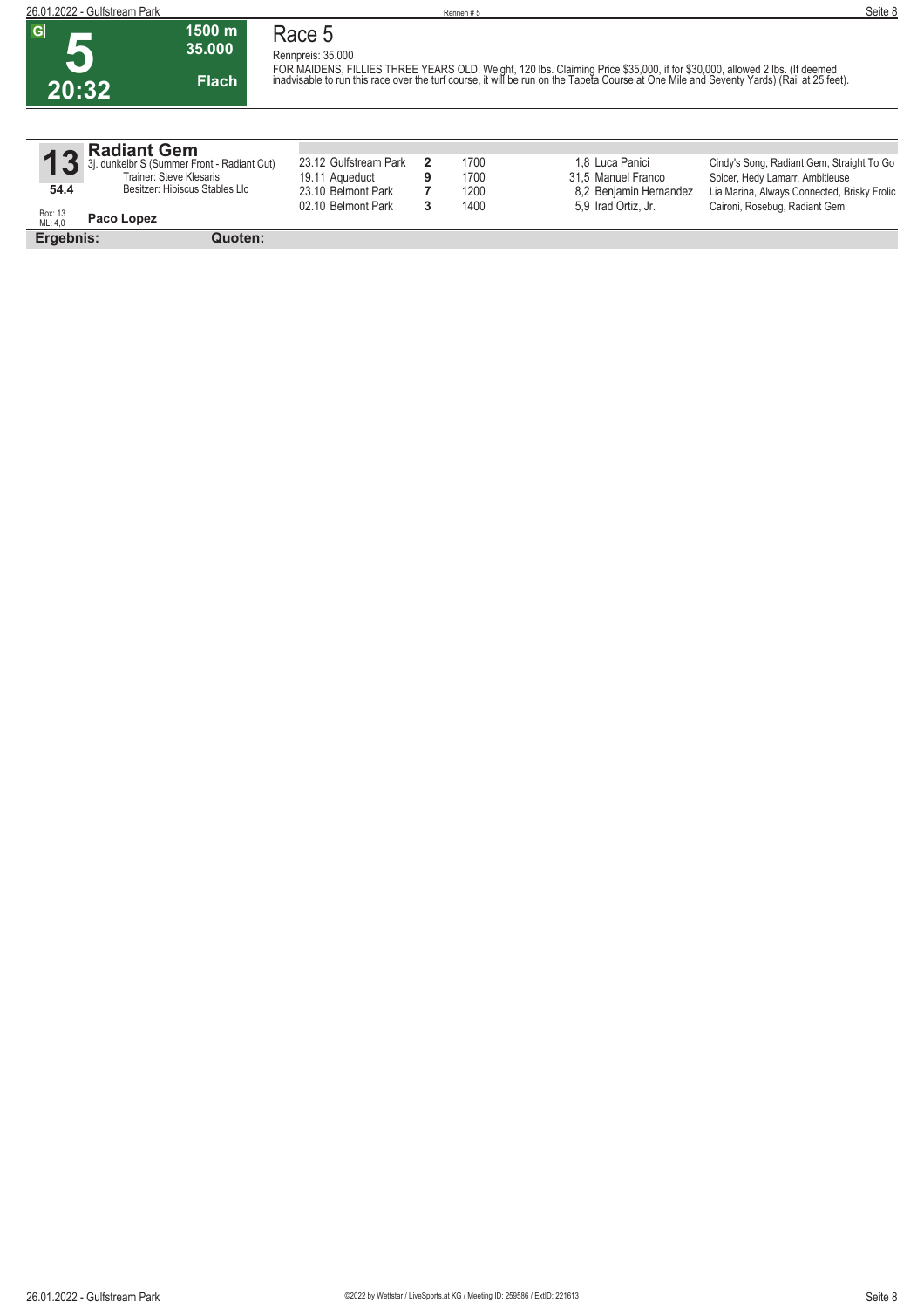**G**

**5**

**20:32**

**1500 m**
**35.000**
**Flach**

# Race 5

Rennpreis: 35.000

FOR MAIDENS, FILLIES THREE YEARS OLD. Weight, 120 lbs. Claiming Price $35,000, if for $30,000, allowed 2 lbs. (If deemed inadvisable to run this race over the turf course, it will be run on the Tapeta Course at One Mile and Seventy Yards) (Rail at 25 feet).

## 13 Radiant Gem

3j. dunkelbr S (Summer Front - Radiant Cut)
Trainer: Steve Klesaris
Besitzer: Hibiscus Stables Llc

**54.4**

Box: 13
ML: 4,0

**Paco Lopez**

| Datum / Bahn | Platz | Distanz | Quote / Jockey | Einlauf |
|---|---|---|---|---|
| 23.12 Gulfstream Park | 2 | 1700 | 1,8 Luca Panici | Cindy's Song, Radiant Gem, Straight To Go |
| 19.11 Aqueduct | 9 | 1700 | 31,5 Manuel Franco | Spicer, Hedy Lamarr, Ambitieuse |
| 23.10 Belmont Park | 7 | 1200 | 8,2 Benjamin Hernandez | Lia Marina, Always Connected, Brisky Frolic |
| 02.10 Belmont Park | 3 | 1400 | 5,9 Irad Ortiz, Jr. | Caironi, Rosebug, Radiant Gem |

**Ergebnis:** **Quoten:**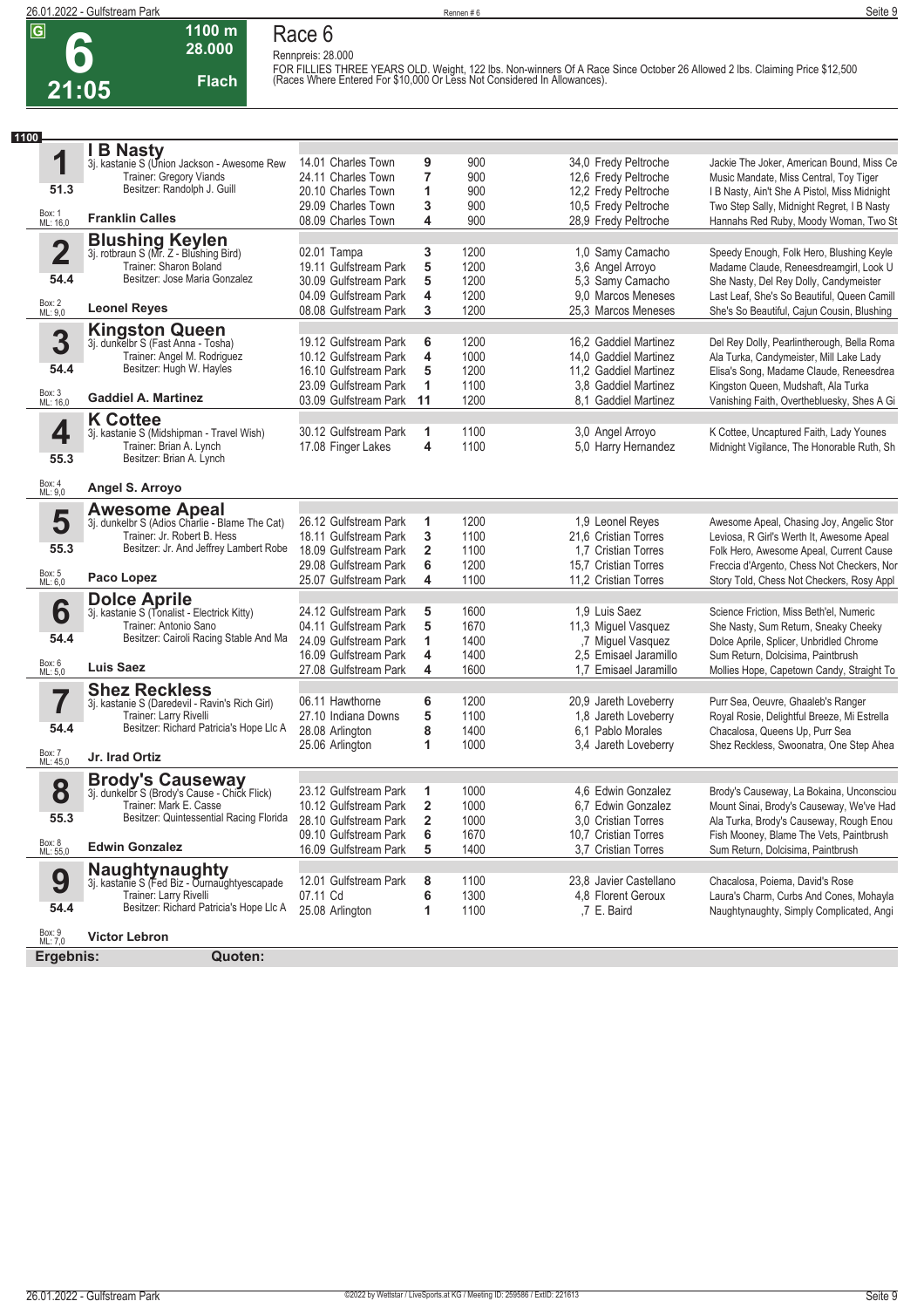# 6

**21:05**

**1100 m**
**28.000**
**Flach**

## Race 6

Rennpreis: 28.000

FOR FILLIES THREE YEARS OLD. Weight, 122 lbs. Non-winners Of A Race Since October 26 Allowed 2 lbs. Claiming Price $12,500 (Races Where Entered For $10,000 Or Less Not Considered In Allowances).

**1100**

### 1 I B Nasty

3j. kastanie S (Union Jackson - Awesome Rew
Trainer: Gregory Viands
Besitzer: Randolph J. Guill
51.3
Box: 1 ML: 16,0
**Franklin Calles**

| Datum | Bahn | Platz | Distanz | Quote | Jockey | Einlauf |
|---|---|---|---|---|---|---|
| 14.01 | Charles Town | 9 | 900 | 34,0 | Fredy Peltroche | Jackie The Joker, American Bound, Miss Ce |
| 24.11 | Charles Town | 7 | 900 | 12,6 | Fredy Peltroche | Music Mandate, Miss Central, Toy Tiger |
| 20.10 | Charles Town | 1 | 900 | 12,2 | Fredy Peltroche | I B Nasty, Ain't She A Pistol, Miss Midnight |
| 29.09 | Charles Town | 3 | 900 | 10,5 | Fredy Peltroche | Two Step Sally, Midnight Regret, I B Nasty |
| 08.09 | Charles Town | 4 | 900 | 28,9 | Fredy Peltroche | Hannahs Red Ruby, Moody Woman, Two St |

### 2 Blushing Keylen

3j. rotbraun S (Mr. Z - Blushing Bird)
Trainer: Sharon Boland
Besitzer: Jose Maria Gonzalez
54.4
Box: 2 ML: 9,0
**Leonel Reyes**

| Datum | Bahn | Platz | Distanz | Quote | Jockey | Einlauf |
|---|---|---|---|---|---|---|
| 02.01 | Tampa | 3 | 1200 | 1,0 | Samy Camacho | Speedy Enough, Folk Hero, Blushing Keyle |
| 19.11 | Gulfstream Park | 5 | 1200 | 3,6 | Angel Arroyo | Madame Claude, Reneesdreamgirl, Look U |
| 30.09 | Gulfstream Park | 5 | 1200 | 5,3 | Samy Camacho | She Nasty, Del Rey Dolly, Candymeister |
| 04.09 | Gulfstream Park | 4 | 1200 | 9,0 | Marcos Meneses | Last Leaf, She's So Beautiful, Queen Camill |
| 08.08 | Gulfstream Park | 3 | 1200 | 25,3 | Marcos Meneses | She's So Beautiful, Cajun Cousin, Blushing |

### 3 Kingston Queen

3j. dunkelbr S (Fast Anna - Tosha)
Trainer: Angel M. Rodriguez
Besitzer: Hugh W. Hayles
54.4
Box: 3 ML: 16,0
**Gaddiel A. Martinez**

| Datum | Bahn | Platz | Distanz | Quote | Jockey | Einlauf |
|---|---|---|---|---|---|---|
| 19.12 | Gulfstream Park | 6 | 1200 | 16,2 | Gaddiel Martinez | Del Rey Dolly, Pearlintherough, Bella Roma |
| 10.12 | Gulfstream Park | 4 | 1000 | 14,0 | Gaddiel Martinez | Ala Turka, Candymeister, Mill Lake Lady |
| 16.10 | Gulfstream Park | 5 | 1200 | 11,2 | Gaddiel Martinez | Elisa's Song, Madame Claude, Reneesdrea |
| 23.09 | Gulfstream Park | 1 | 1100 | 3,8 | Gaddiel Martinez | Kingston Queen, Mudshaft, Ala Turka |
| 03.09 | Gulfstream Park | 11 | 1200 | 8,1 | Gaddiel Martinez | Vanishing Faith, Overthebluesky, Shes A Gi |

### 4 K Cottee

3j. kastanie S (Midshipman - Travel Wish)
Trainer: Brian A. Lynch
Besitzer: Brian A. Lynch
55.3
Box: 4 ML: 9,0
**Angel S. Arroyo**

| Datum | Bahn | Platz | Distanz | Quote | Jockey | Einlauf |
|---|---|---|---|---|---|---|
| 30.12 | Gulfstream Park | 1 | 1100 | 3,0 | Angel Arroyo | K Cottee, Uncaptured Faith, Lady Younes |
| 17.08 | Finger Lakes | 4 | 1100 | 5,0 | Harry Hernandez | Midnight Vigilance, The Honorable Ruth, Sh |

### 5 Awesome Apeal

3j. dunkelbr S (Adios Charlie - Blame The Cat)
Trainer: Jr. Robert B. Hess
Besitzer: Jr. And Jeffrey Lambert Robe
55.3
Box: 5 ML: 6,0
**Paco Lopez**

| Datum | Bahn | Platz | Distanz | Quote | Jockey | Einlauf |
|---|---|---|---|---|---|---|
| 26.12 | Gulfstream Park | 1 | 1200 | 1,9 | Leonel Reyes | Awesome Apeal, Chasing Joy, Angelic Stor |
| 18.11 | Gulfstream Park | 3 | 1100 | 21,6 | Cristian Torres | Leviosa, R Girl's Werth It, Awesome Apeal |
| 18.09 | Gulfstream Park | 2 | 1100 | 1,7 | Cristian Torres | Folk Hero, Awesome Apeal, Current Cause |
| 29.08 | Gulfstream Park | 6 | 1200 | 15,7 | Cristian Torres | Freccia d'Argento, Chess Not Checkers, Nor |
| 25.07 | Gulfstream Park | 4 | 1100 | 11,2 | Cristian Torres | Story Told, Chess Not Checkers, Rosy Appl |

### 6 Dolce Aprile

3j. kastanie S (Tonalist - Electrick Kitty)
Trainer: Antonio Sano
Besitzer: Cairoli Racing Stable And Ma
54.4
Box: 6 ML: 5,0
**Luis Saez**

| Datum | Bahn | Platz | Distanz | Quote | Jockey | Einlauf |
|---|---|---|---|---|---|---|
| 24.12 | Gulfstream Park | 5 | 1600 | 1,9 | Luis Saez | Science Friction, Miss Beth'el, Numeric |
| 04.11 | Gulfstream Park | 5 | 1670 | 11,3 | Miguel Vasquez | She Nasty, Sum Return, Sneaky Cheeky |
| 24.09 | Gulfstream Park | 1 | 1400 | ,7 | Miguel Vasquez | Dolce Aprile, Splicer, Unbridled Chrome |
| 16.09 | Gulfstream Park | 4 | 1400 | 2,5 | Emisael Jaramillo | Sum Return, Dolcisima, Paintbrush |
| 27.08 | Gulfstream Park | 4 | 1600 | 1,7 | Emisael Jaramillo | Mollies Hope, Capetown Candy, Straight To |

### 7 Shez Reckless

3j. kastanie S (Daredevil - Ravin's Rich Girl)
Trainer: Larry Rivelli
Besitzer: Richard Patricia's Hope Llc A
54.4
Box: 7 ML: 45,0
**Jr. Irad Ortiz**

| Datum | Bahn | Platz | Distanz | Quote | Jockey | Einlauf |
|---|---|---|---|---|---|---|
| 06.11 | Hawthorne | 6 | 1200 | 20,9 | Jareth Loveberry | Purr Sea, Oeuvre, Ghaaleb's Ranger |
| 27.10 | Indiana Downs | 5 | 1100 | 1,8 | Jareth Loveberry | Royal Rosie, Delightful Breeze, Mi Estrella |
| 28.08 | Arlington | 8 | 1400 | 6,1 | Pablo Morales | Chacalosa, Queens Up, Purr Sea |
| 25.06 | Arlington | 1 | 1000 | 3,4 | Jareth Loveberry | Shez Reckless, Swoonatra, One Step Ahea |

### 8 Brody's Causeway

3j. dunkelbr S (Brody's Cause - Chick Flick)
Trainer: Mark E. Casse
Besitzer: Quintessential Racing Florida
55.3
Box: 8 ML: 55,0
**Edwin Gonzalez**

| Datum | Bahn | Platz | Distanz | Quote | Jockey | Einlauf |
|---|---|---|---|---|---|---|
| 23.12 | Gulfstream Park | 1 | 1000 | 4,6 | Edwin Gonzalez | Brody's Causeway, La Bokaina, Unconsciou |
| 10.12 | Gulfstream Park | 2 | 1000 | 6,7 | Edwin Gonzalez | Mount Sinai, Brody's Causeway, We've Had |
| 28.10 | Gulfstream Park | 2 | 1000 | 3,0 | Cristian Torres | Ala Turka, Brody's Causeway, Rough Enou |
| 09.10 | Gulfstream Park | 6 | 1670 | 10,7 | Cristian Torres | Fish Mooney, Blame The Vets, Paintbrush |
| 16.09 | Gulfstream Park | 5 | 1400 | 3,7 | Cristian Torres | Sum Return, Dolcisima, Paintbrush |

### 9 Naughtynaughty

3j. kastanie S (Fed Biz - Ournaughtyescapade
Trainer: Larry Rivelli
Besitzer: Richard Patricia's Hope Llc A
54.4
Box: 9 ML: 7,0
**Victor Lebron**

| Datum | Bahn | Platz | Distanz | Quote | Jockey | Einlauf |
|---|---|---|---|---|---|---|
| 12.01 | Gulfstream Park | 8 | 1100 | 23,8 | Javier Castellano | Chacalosa, Poiema, David's Rose |
| 07.11 | Cd | 6 | 1300 | 4,8 | Florent Geroux | Laura's Charm, Curbs And Cones, Mohayla |
| 25.08 | Arlington | 1 | 1100 | ,7 | E. Baird | Naughtynaughty, Simply Complicated, Angi |

**Ergebnis:** **Quoten:**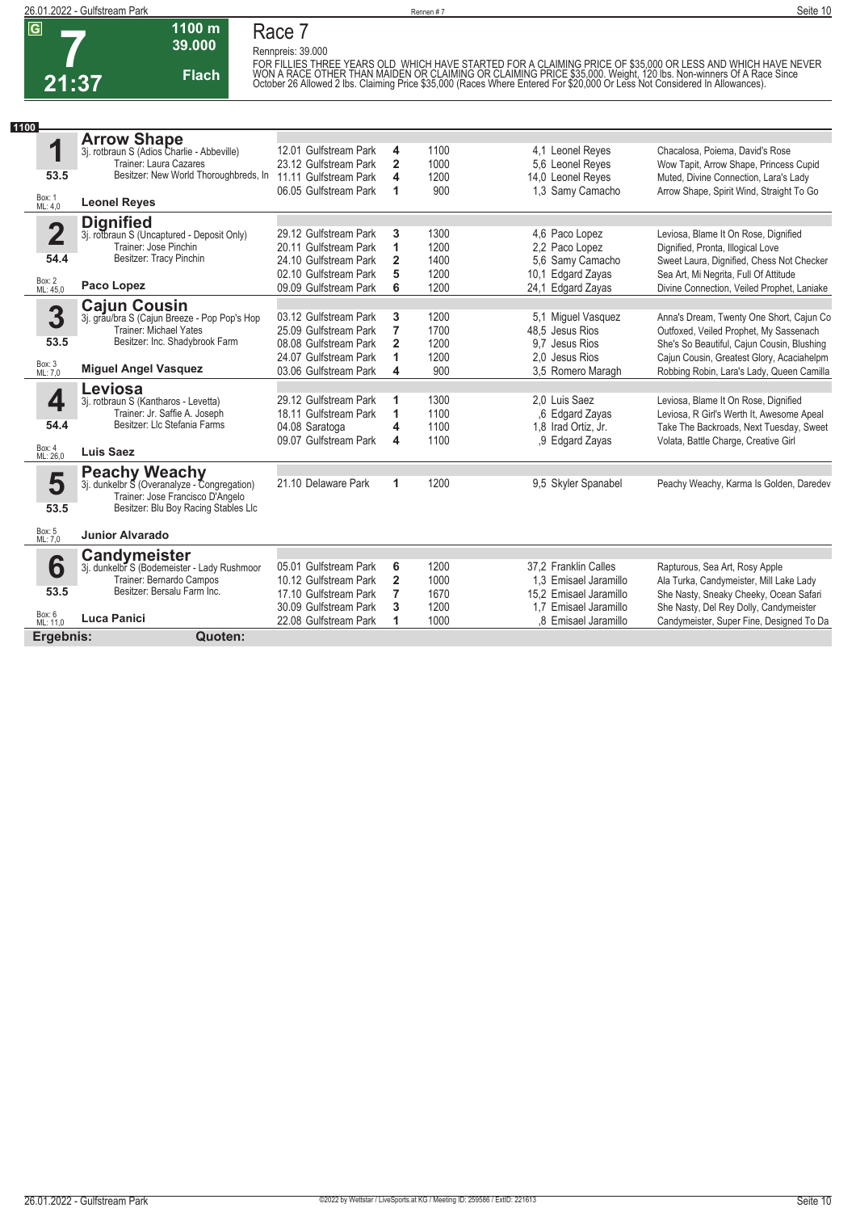G **7** 21:37 — 1100 m, 39.000, Flach

# Race 7

Rennpreis: 39.000

FOR FILLIES THREE YEARS OLD WHICH HAVE STARTED FOR A CLAIMING PRICE OF $35,000 OR LESS AND WHICH HAVE NEVER WON A RACE OTHER THAN MAIDEN OR CLAIMING OR CLAIMING PRICE $35,000. Weight, 120 lbs. Non-winners Of A Race Since October 26 Allowed 2 lbs. Claiming Price $35,000 (Races Where Entered For $20,000 Or Less Not Considered In Allowances).

**1100**

## 1 Arrow Shape
3j. rotbraun S (Adios Charlie - Abbeville)
Trainer: Laura Cazares
Besitzer: New World Thoroughbreds, In
53.5 — Box: 1, ML: 4,0
**Leonel Reyes**

| Datum | Bahn | Platz | Distanz | Quote | Jockey | Einlauf |
|---|---|---|---|---|---|---|
| 12.01 | Gulfstream Park | 4 | 1100 | 4,1 | Leonel Reyes | Chacalosa, Poiema, David's Rose |
| 23.12 | Gulfstream Park | 2 | 1000 | 5,6 | Leonel Reyes | Wow Tapit, Arrow Shape, Princess Cupid |
| 11.11 | Gulfstream Park | 4 | 1200 | 14,0 | Leonel Reyes | Muted, Divine Connection, Lara's Lady |
| 06.05 | Gulfstream Park | 1 | 900 | 1,3 | Samy Camacho | Arrow Shape, Spirit Wind, Straight To Go |

## 2 Dignified
3j. rotbraun S (Uncaptured - Deposit Only)
Trainer: Jose Pinchin
Besitzer: Tracy Pinchin
54.4 — Box: 2, ML: 45,0
**Paco Lopez**

| Datum | Bahn | Platz | Distanz | Quote | Jockey | Einlauf |
|---|---|---|---|---|---|---|
| 29.12 | Gulfstream Park | 3 | 1300 | 4,6 | Paco Lopez | Leviosa, Blame It On Rose, Dignified |
| 20.11 | Gulfstream Park | 1 | 1200 | 2,2 | Paco Lopez | Dignified, Pronta, Illogical Love |
| 24.10 | Gulfstream Park | 2 | 1400 | 5,6 | Samy Camacho | Sweet Laura, Dignified, Chess Not Checker |
| 02.10 | Gulfstream Park | 5 | 1200 | 10,1 | Edgard Zayas | Sea Art, Mi Negrita, Full Of Attitude |
| 09.09 | Gulfstream Park | 6 | 1200 | 24,1 | Edgard Zayas | Divine Connection, Veiled Prophet, Laniake |

## 3 Cajun Cousin
3j. grau/bra S (Cajun Breeze - Pop Pop's Hop
Trainer: Michael Yates
Besitzer: Inc. Shadybrook Farm
53.5 — Box: 3, ML: 7,0
**Miguel Angel Vasquez**

| Datum | Bahn | Platz | Distanz | Quote | Jockey | Einlauf |
|---|---|---|---|---|---|---|
| 03.12 | Gulfstream Park | 3 | 1200 | 5,1 | Miguel Vasquez | Anna's Dream, Twenty One Short, Cajun Co |
| 25.09 | Gulfstream Park | 7 | 1700 | 48,5 | Jesus Rios | Outfoxed, Veiled Prophet, My Sassenach |
| 08.08 | Gulfstream Park | 2 | 1200 | 9,7 | Jesus Rios | She's So Beautiful, Cajun Cousin, Blushing |
| 24.07 | Gulfstream Park | 1 | 1200 | 2,0 | Jesus Rios | Cajun Cousin, Greatest Glory, Acaciahelpm |
| 03.06 | Gulfstream Park | 4 | 900 | 3,5 | Romero Maragh | Robbing Robin, Lara's Lady, Queen Camilla |

## 4 Leviosa
3j. rotbraun S (Kantharos - Levetta)
Trainer: Jr. Saffie A. Joseph
Besitzer: Llc Stefania Farms
54.4 — Box: 4, ML: 26,0
**Luis Saez**

| Datum | Bahn | Platz | Distanz | Quote | Jockey | Einlauf |
|---|---|---|---|---|---|---|
| 29.12 | Gulfstream Park | 1 | 1300 | 2,0 | Luis Saez | Leviosa, Blame It On Rose, Dignified |
| 18.11 | Gulfstream Park | 1 | 1100 | ,6 | Edgard Zayas | Leviosa, R Girl's Werth It, Awesome Apeal |
| 04.08 | Saratoga | 4 | 1100 | 1,8 | Irad Ortiz, Jr. | Take The Backroads, Next Tuesday, Sweet |
| 09.07 | Gulfstream Park | 4 | 1100 | ,9 | Edgard Zayas | Volata, Battle Charge, Creative Girl |

## 5 Peachy Weachy
3j. dunkelbr S (Overanalyze - Congregation)
Trainer: Jose Francisco D'Angelo
Besitzer: Blu Boy Racing Stables Llc
53.5 — Box: 5, ML: 7,0
**Junior Alvarado**

| Datum | Bahn | Platz | Distanz | Quote | Jockey | Einlauf |
|---|---|---|---|---|---|---|
| 21.10 | Delaware Park | 1 | 1200 | 9,5 | Skyler Spanabel | Peachy Weachy, Karma Is Golden, Daredev |

## 6 Candymeister
3j. dunkelbr S (Bodemeister - Lady Rushmoor
Trainer: Bernardo Campos
Besitzer: Bersalu Farm Inc.
53.5 — Box: 6, ML: 11,0
**Luca Panici**

| Datum | Bahn | Platz | Distanz | Quote | Jockey | Einlauf |
|---|---|---|---|---|---|---|
| 05.01 | Gulfstream Park | 6 | 1200 | 37,2 | Franklin Calles | Rapturous, Sea Art, Rosy Apple |
| 10.12 | Gulfstream Park | 2 | 1000 | 1,3 | Emisael Jaramillo | Ala Turka, Candymeister, Mill Lake Lady |
| 17.10 | Gulfstream Park | 7 | 1670 | 15,2 | Emisael Jaramillo | She Nasty, Sneaky Cheeky, Ocean Safari |
| 30.09 | Gulfstream Park | 3 | 1200 | 1,7 | Emisael Jaramillo | She Nasty, Del Rey Dolly, Candymeister |
| 22.08 | Gulfstream Park | 1 | 1000 | ,8 | Emisael Jaramillo | Candymeister, Super Fine, Designed To Da |

**Ergebnis:** **Quoten:**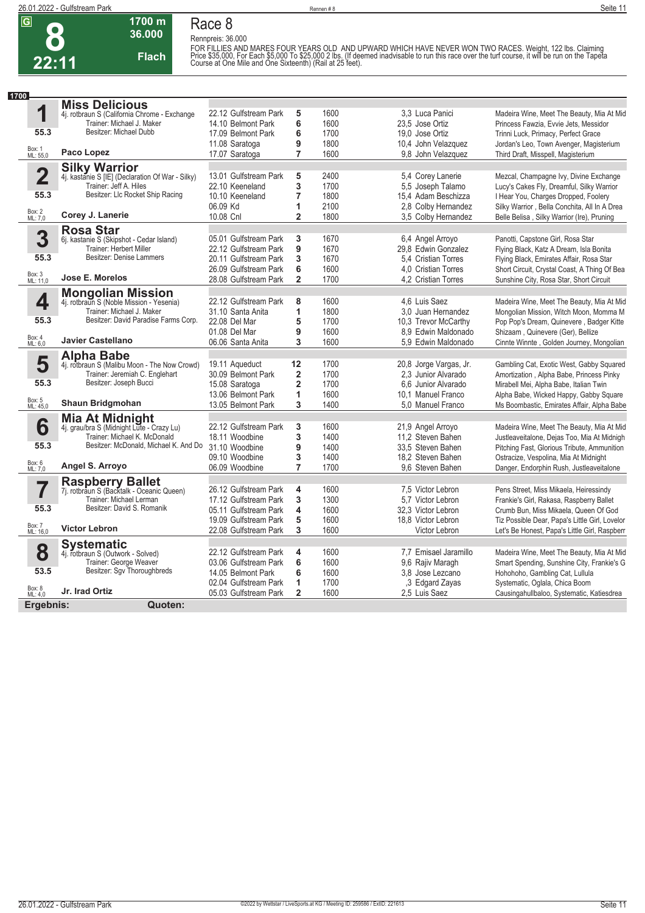G **8** 22:11 — 1700 m 36.000 Flach

# Race 8

Rennpreis: 36.000

FOR FILLIES AND MARES FOUR YEARS OLD AND UPWARD WHICH HAVE NEVER WON TWO RACES. Weight, 122 lbs. Claiming Price $35,000, For Each $5,000 To $25,000 2 lbs. (If deemed inadvisable to run this race over the turf course, it will be run on the Tapeta Course at One Mile and One Sixteenth) (Rail at 25 feet).

**1700**

## 1 Miss Delicious
4j. rotbraun S (California Chrome - Exchange)
Trainer: Michael J. Maker
Besitzer: Michael Dubb
55.3 — Box: 1, ML: 55,0
Paco Lopez

| Datum | Bahn | Platz | Distanz | Quote / Jockey | Einlauf |
|---|---|---|---|---|---|
| 22.12 | Gulfstream Park | 5 | 1600 | 3,3 Luca Panici | Madeira Wine, Meet The Beauty, Mia At Mid |
| 14.10 | Belmont Park | 6 | 1600 | 23,5 Jose Ortiz | Princess Fawzia, Evvie Jets, Messidor |
| 17.09 | Belmont Park | 6 | 1700 | 19,0 Jose Ortiz | Trinni Luck, Primacy, Perfect Grace |
| 11.08 | Saratoga | 9 | 1800 | 10,4 John Velazquez | Jordan's Leo, Town Avenger, Magisterium |
| 17.07 | Saratoga | 7 | 1600 | 9,8 John Velazquez | Third Draft, Misspell, Magisterium |

## 2 Silky Warrior
4j. kastanie S [IE] (Declaration Of War - Silky)
Trainer: Jeff A. Hiles
Besitzer: Llc Rocket Ship Racing
55.3 — Box: 2, ML: 7,0
Corey J. Lanerie

| Datum | Bahn | Platz | Distanz | Quote / Jockey | Einlauf |
|---|---|---|---|---|---|
| 13.01 | Gulfstream Park | 5 | 2400 | 5,4 Corey Lanerie | Mezcal, Champagne Ivy, Divine Exchange |
| 22.10 | Keeneland | 3 | 1700 | 5,5 Joseph Talamo | Lucy's Cakes Fly, Dreamful, Silky Warrior |
| 10.10 | Keeneland | 7 | 1800 | 15,4 Adam Beschizza | I Hear You, Charges Dropped, Foolery |
| 06.09 | Kd | 1 | 2100 | 2,8 Colby Hernandez | Silky Warrior , Bella Conchita, All In A Drea |
| 10.08 | Cnl | 2 | 1800 | 3,5 Colby Hernandez | Belle Belisa , Silky Warrior (Ire), Pruning |

## 3 Rosa Star
6j. kastanie S (Skipshot - Cedar Island)
Trainer: Herbert Miller
Besitzer: Denise Lammers
55.3 — Box: 3, ML: 11,0
Jose E. Morelos

| Datum | Bahn | Platz | Distanz | Quote / Jockey | Einlauf |
|---|---|---|---|---|---|
| 05.01 | Gulfstream Park | 3 | 1670 | 6,4 Angel Arroyo | Panotti, Capstone Girl, Rosa Star |
| 22.12 | Gulfstream Park | 9 | 1670 | 29,8 Edwin Gonzalez | Flying Black, Katz A Dream, Isla Bonita |
| 20.11 | Gulfstream Park | 3 | 1670 | 5,4 Cristian Torres | Flying Black, Emirates Affair, Rosa Star |
| 26.09 | Gulfstream Park | 6 | 1600 | 4,0 Cristian Torres | Short Circuit, Crystal Coast, A Thing Of Bea |
| 28.08 | Gulfstream Park | 2 | 1700 | 4,2 Cristian Torres | Sunshine City, Rosa Star, Short Circuit |

## 4 Mongolian Mission
4j. rotbraun S (Noble Mission - Yesenia)
Trainer: Michael J. Maker
Besitzer: David Paradise Farms Corp.
55.3 — Box: 4, ML: 6,0
Javier Castellano

| Datum | Bahn | Platz | Distanz | Quote / Jockey | Einlauf |
|---|---|---|---|---|---|
| 22.12 | Gulfstream Park | 8 | 1600 | 4,6 Luis Saez | Madeira Wine, Meet The Beauty, Mia At Mid |
| 31.10 | Santa Anita | 1 | 1800 | 3,0 Juan Hernandez | Mongolian Mission, Witch Moon, Momma M |
| 22.08 | Del Mar | 5 | 1700 | 10,3 Trevor McCarthy | Pop Pop's Dream, Quinevere , Badger Kitte |
| 01.08 | Del Mar | 9 | 1600 | 8,9 Edwin Maldonado | Shizaam , Quinevere (Ger), Bellize |
| 06.06 | Santa Anita | 3 | 1600 | 5,9 Edwin Maldonado | Cinnte Winnte , Golden Journey, Mongolian |

## 5 Alpha Babe
4j. rotbraun S (Malibu Moon - The Now Crowd)
Trainer: Jeremiah C. Englehart
Besitzer: Joseph Bucci
55.3 — Box: 5, ML: 45,0
Shaun Bridgmohan

| Datum | Bahn | Platz | Distanz | Quote / Jockey | Einlauf |
|---|---|---|---|---|---|
| 19.11 | Aqueduct | 12 | 1700 | 20,8 Jorge Vargas, Jr. | Gambling Cat, Exotic West, Gabby Squared |
| 30.09 | Belmont Park | 2 | 1700 | 2,3 Junior Alvarado | Amortization , Alpha Babe, Princess Pinky |
| 15.08 | Saratoga | 2 | 1700 | 6,6 Junior Alvarado | Mirabell Mei, Alpha Babe, Italian Twin |
| 13.06 | Belmont Park | 1 | 1600 | 10,1 Manuel Franco | Alpha Babe, Wicked Happy, Gabby Square |
| 13.05 | Belmont Park | 3 | 1400 | 5,0 Manuel Franco | Ms Boombastic, Emirates Affair, Alpha Babe |

## 6 Mia At Midnight
4j. grau/bra S (Midnight Lute - Crazy Lu)
Trainer: Michael K. McDonald
Besitzer: McDonald, Michael K. And Do
55.3 — Box: 6, ML: 7,0
Angel S. Arroyo

| Datum | Bahn | Platz | Distanz | Quote / Jockey | Einlauf |
|---|---|---|---|---|---|
| 22.12 | Gulfstream Park | 3 | 1600 | 21,9 Angel Arroyo | Madeira Wine, Meet The Beauty, Mia At Mid |
| 18.11 | Woodbine | 3 | 1400 | 11,2 Steven Bahen | Justleaveitalone, Dejas Too, Mia At Midnigh |
| 31.10 | Woodbine | 9 | 1400 | 33,5 Steven Bahen | Pitching Fast, Glorious Tribute, Ammunition |
| 09.10 | Woodbine | 3 | 1400 | 18,2 Steven Bahen | Ostracize, Vespolina, Mia At Midnight |
| 06.09 | Woodbine | 7 | 1700 | 9,6 Steven Bahen | Danger, Endorphin Rush, Justleaveitalone |

## 7 Raspberry Ballet
7j. rotbraun S (Backtalk - Oceanic Queen)
Trainer: Michael Lerman
Besitzer: David S. Romanik
55.3 — Box: 7, ML: 16,0
Victor Lebron

| Datum | Bahn | Platz | Distanz | Quote / Jockey | Einlauf |
|---|---|---|---|---|---|
| 26.12 | Gulfstream Park | 4 | 1600 | 7,5 Victor Lebron | Pens Street, Miss Mikaela, Heiressindy |
| 17.12 | Gulfstream Park | 3 | 1300 | 5,7 Victor Lebron | Frankie's Girl, Rakasa, Raspberry Ballet |
| 05.11 | Gulfstream Park | 4 | 1600 | 32,3 Victor Lebron | Crumb Bun, Miss Mikaela, Queen Of God |
| 19.09 | Gulfstream Park | 5 | 1600 | 18,8 Victor Lebron | Tiz Possible Dear, Papa's Little Girl, Lovelor |
| 22.08 | Gulfstream Park | 3 | 1600 | Victor Lebron | Let's Be Honest, Papa's Little Girl, Raspberr |

## 8 Systematic
4j. rotbraun S (Outwork - Solved)
Trainer: George Weaver
Besitzer: Sgv Thoroughbreds
53.5 — Box: 8, ML: 4,0
Jr. Irad Ortiz

| Datum | Bahn | Platz | Distanz | Quote / Jockey | Einlauf |
|---|---|---|---|---|---|
| 22.12 | Gulfstream Park | 4 | 1600 | 7,7 Emisael Jaramillo | Madeira Wine, Meet The Beauty, Mia At Mid |
| 03.06 | Gulfstream Park | 6 | 1600 | 9,6 Rajiv Maragh | Smart Spending, Sunshine City, Frankie's G |
| 14.05 | Belmont Park | 6 | 1600 | 3,8 Jose Lezcano | Hohohoho, Gambling Cat, Lullula |
| 02.04 | Gulfstream Park | 1 | 1700 | ,3 Edgard Zayas | Systematic, Oglala, Chica Boom |
| 05.03 | Gulfstream Park | 2 | 1600 | 2,5 Luis Saez | Causingahullbaloo, Systematic, Katiesdrea |

**Ergebnis:** **Quoten:**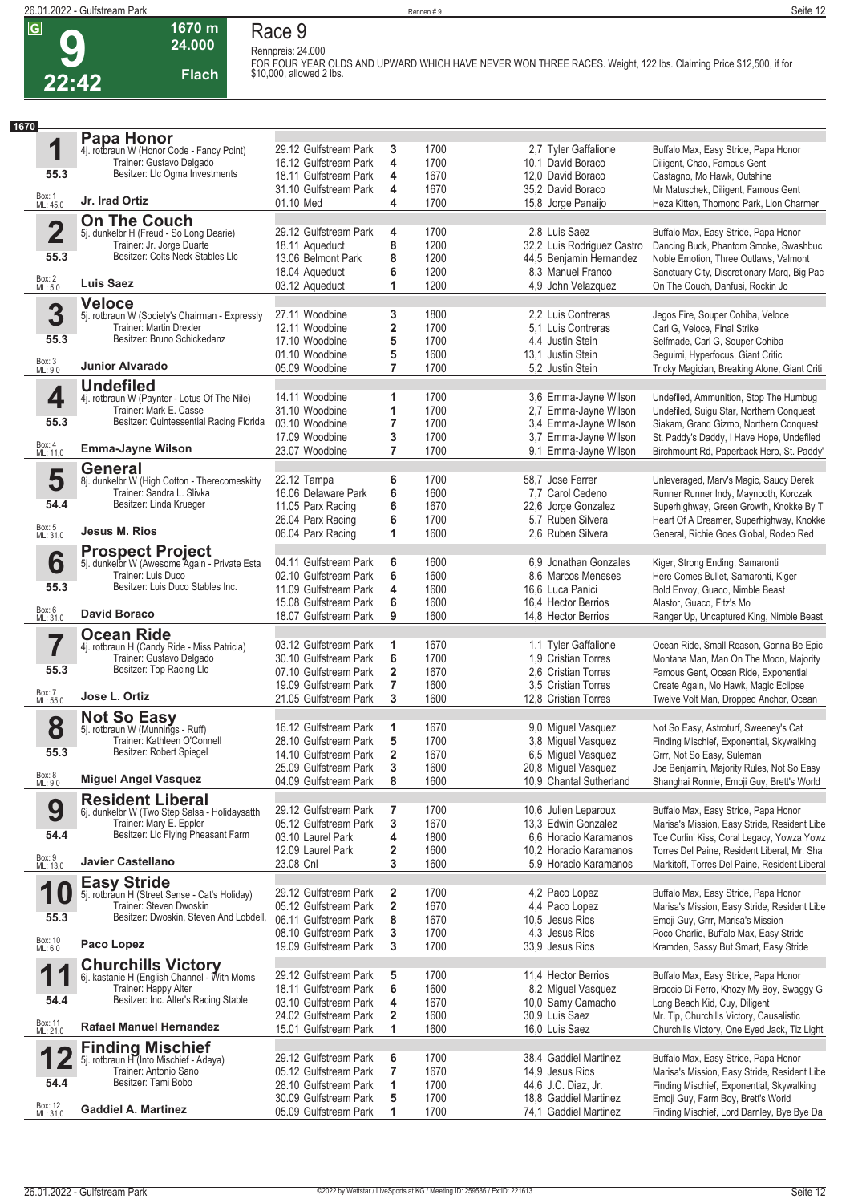# Race 9

**9** | 22:42 | 1670 m | 24.000 | Flach

Rennpreis: 24.000

FOR FOUR YEAR OLDS AND UPWARD WHICH HAVE NEVER WON THREE RACES. Weight, 122 lbs. Claiming Price $12,500, if for $10,000, allowed 2 lbs.

1670

## 1 Papa Honor
4j. rotbraun W (Honor Code - Fancy Point)
Trainer: Gustavo Delgado
Besitzer: Llc Ogma Investments
55.3
Box: 1 / ML: 45,0
**Jr. Irad Ortiz**

| Datum | Bahn | Pl. | Distanz | Quote | Jockey | Einlauf |
|---|---|---|---|---|---|---|
| 29.12 | Gulfstream Park | 3 | 1700 | 2,7 | Tyler Gaffalione | Buffalo Max, Easy Stride, Papa Honor |
| 16.12 | Gulfstream Park | 4 | 1700 | 10,1 | David Boraco | Diligent, Chao, Famous Gent |
| 18.11 | Gulfstream Park | 4 | 1670 | 12,0 | David Boraco | Castagno, Mo Hawk, Outshine |
| 31.10 | Gulfstream Park | 4 | 1670 | 35,2 | David Boraco | Mr Matuschek, Diligent, Famous Gent |
| 01.10 | Med | 4 | 1700 | 15,8 | Jorge Panaijo | Heza Kitten, Thomond Park, Lion Charmer |

## 2 On The Couch
5j. dunkelbr H (Freud - So Long Dearie)
Trainer: Jr. Jorge Duarte
Besitzer: Colts Neck Stables Llc
55.3
Box: 2 / ML: 5,0
**Luis Saez**

| Datum | Bahn | Pl. | Distanz | Quote | Jockey | Einlauf |
|---|---|---|---|---|---|---|
| 29.12 | Gulfstream Park | 4 | 1700 | 2,8 | Luis Saez | Buffalo Max, Easy Stride, Papa Honor |
| 18.11 | Aqueduct | 8 | 1200 | 32,2 | Luis Rodriguez Castro | Dancing Buck, Phantom Smoke, Swashbuc |
| 13.06 | Belmont Park | 8 | 1200 | 44,5 | Benjamin Hernandez | Noble Emotion, Three Outlaws, Valmont |
| 18.04 | Aqueduct | 6 | 1200 | 8,3 | Manuel Franco | Sanctuary City, Discretionary Marq, Big Pac |
| 03.12 | Aqueduct | 1 | 1200 | 4,9 | John Velazquez | On The Couch, Danfusi, Rockin Jo |

## 3 Veloce
5j. rotbraun W (Society's Chairman - Expressly)
Trainer: Martin Drexler
Besitzer: Bruno Schickedanz
55.3
Box: 3 / ML: 9,0
**Junior Alvarado**

| Datum | Bahn | Pl. | Distanz | Quote | Jockey | Einlauf |
|---|---|---|---|---|---|---|
| 27.11 | Woodbine | 3 | 1800 | 2,2 | Luis Contreras | Jegos Fire, Souper Cohiba, Veloce |
| 12.11 | Woodbine | 2 | 1700 | 5,1 | Luis Contreras | Carl G, Veloce, Final Strike |
| 17.10 | Woodbine | 5 | 1700 | 4,4 | Justin Stein | Selfmade, Carl G, Souper Cohiba |
| 01.10 | Woodbine | 5 | 1600 | 13,1 | Justin Stein | Seguimi, Hyperfocus, Giant Critic |
| 05.09 | Woodbine | 7 | 1700 | 5,2 | Justin Stein | Tricky Magician, Breaking Alone, Giant Criti |

## 4 Undefiled
4j. rotbraun W (Paynter - Lotus Of The Nile)
Trainer: Mark E. Casse
Besitzer: Quintessential Racing Florida
55.3
Box: 4 / ML: 11,0
**Emma-Jayne Wilson**

| Datum | Bahn | Pl. | Distanz | Quote | Jockey | Einlauf |
|---|---|---|---|---|---|---|
| 14.11 | Woodbine | 1 | 1700 | 3,6 | Emma-Jayne Wilson | Undefiled, Ammunition, Stop The Humbug |
| 31.10 | Woodbine | 1 | 1700 | 2,7 | Emma-Jayne Wilson | Undefiled, Suigu Star, Northern Conquest |
| 03.10 | Woodbine | 7 | 1700 | 3,4 | Emma-Jayne Wilson | Siakam, Grand Gizmo, Northern Conquest |
| 17.09 | Woodbine | 3 | 1700 | 3,7 | Emma-Jayne Wilson | St. Paddy's Daddy, I Have Hope, Undefiled |
| 23.07 | Woodbine | 7 | 1700 | 9,1 | Emma-Jayne Wilson | Birchmount Rd, Paperback Hero, St. Paddy' |

## 5 General
8j. dunkelbr W (High Cotton - Therecomeskitty)
Trainer: Sandra L. Slivka
Besitzer: Linda Krueger
54.4
Box: 5 / ML: 31,0
**Jesus M. Rios**

| Datum | Bahn | Pl. | Distanz | Quote | Jockey | Einlauf |
|---|---|---|---|---|---|---|
| 22.12 | Tampa | 6 | 1700 | 58,7 | Jose Ferrer | Unleveraged, Marv's Magic, Saucy Derek |
| 16.06 | Delaware Park | 6 | 1600 | 7,7 | Carol Cedeno | Runner Runner Indy, Maynooth, Korczak |
| 11.05 | Parx Racing | 6 | 1670 | 22,6 | Jorge Gonzalez | Superhighway, Green Growth, Knokke By T |
| 26.04 | Parx Racing | 6 | 1700 | 5,7 | Ruben Silvera | Heart Of A Dreamer, Superhighway, Knokke |
| 06.04 | Parx Racing | 1 | 1600 | 2,6 | Ruben Silvera | General, Richie Goes Global, Rodeo Red |

## 6 Prospect Project
5j. dunkelbr W (Awesome Again - Private Esta
Trainer: Luis Duco
Besitzer: Luis Duco Stables Inc.
55.3
Box: 6 / ML: 31,0
**David Boraco**

| Datum | Bahn | Pl. | Distanz | Quote | Jockey | Einlauf |
|---|---|---|---|---|---|---|
| 04.11 | Gulfstream Park | 6 | 1600 | 6,9 | Jonathan Gonzales | Kiger, Strong Ending, Samaronti |
| 02.10 | Gulfstream Park | 6 | 1600 | 8,6 | Marcos Meneses | Here Comes Bullet, Samaronti, Kiger |
| 11.09 | Gulfstream Park | 4 | 1600 | 16,6 | Luca Panici | Bold Envoy, Guaco, Nimble Beast |
| 15.08 | Gulfstream Park | 6 | 1600 | 16,4 | Hector Berrios | Alastor, Guaco, Fitz's Mo |
| 18.07 | Gulfstream Park | 9 | 1600 | 14,8 | Hector Berrios | Ranger Up, Uncaptured King, Nimble Beast |

## 7 Ocean Ride
4j. rotbraun H (Candy Ride - Miss Patricia)
Trainer: Gustavo Delgado
Besitzer: Top Racing Llc
55.3
Box: 7 / ML: 55,0
**Jose L. Ortiz**

| Datum | Bahn | Pl. | Distanz | Quote | Jockey | Einlauf |
|---|---|---|---|---|---|---|
| 03.12 | Gulfstream Park | 1 | 1670 | 1,1 | Tyler Gaffalione | Ocean Ride, Small Reason, Gonna Be Epic |
| 30.10 | Gulfstream Park | 6 | 1700 | 1,9 | Cristian Torres | Montana Man, Man On The Moon, Majority |
| 07.10 | Gulfstream Park | 2 | 1670 | 2,6 | Cristian Torres | Famous Gent, Ocean Ride, Exponential |
| 19.09 | Gulfstream Park | 7 | 1600 | 3,5 | Cristian Torres | Create Again, Mo Hawk, Magic Eclipse |
| 21.05 | Gulfstream Park | 3 | 1600 | 12,8 | Cristian Torres | Twelve Volt Man, Dropped Anchor, Ocean |

## 8 Not So Easy
5j. rotbraun W (Munnings - Ruff)
Trainer: Kathleen O'Connell
Besitzer: Robert Spiegel
55.3
Box: 8 / ML: 9,0
**Miguel Angel Vasquez**

| Datum | Bahn | Pl. | Distanz | Quote | Jockey | Einlauf |
|---|---|---|---|---|---|---|
| 16.12 | Gulfstream Park | 1 | 1670 | 9,0 | Miguel Vasquez | Not So Easy, Astroturf, Sweeney's Cat |
| 28.10 | Gulfstream Park | 5 | 1700 | 3,8 | Miguel Vasquez | Finding Mischief, Exponential, Skywalking |
| 14.10 | Gulfstream Park | 2 | 1670 | 6,5 | Miguel Vasquez | Grrr, Not So Easy, Suleman |
| 25.09 | Gulfstream Park | 3 | 1600 | 20,8 | Miguel Vasquez | Joe Benjamin, Majority Rules, Not So Easy |
| 04.09 | Gulfstream Park | 8 | 1600 | 10,9 | Chantal Sutherland | Shanghai Ronnie, Emoji Guy, Brett's World |

## 9 Resident Liberal
6j. dunkelbr W (Two Step Salsa - Holidaysatth
Trainer: Mary E. Eppler
Besitzer: Llc Flying Pheasant Farm
54.4
Box: 9 / ML: 13,0
**Javier Castellano**

| Datum | Bahn | Pl. | Distanz | Quote | Jockey | Einlauf |
|---|---|---|---|---|---|---|
| 29.12 | Gulfstream Park | 7 | 1700 | 10,6 | Julien Leparoux | Buffalo Max, Easy Stride, Papa Honor |
| 05.12 | Gulfstream Park | 3 | 1670 | 13,3 | Edwin Gonzalez | Marisa's Mission, Easy Stride, Resident Libe |
| 03.10 | Laurel Park | 4 | 1800 | 6,6 | Horacio Karamanos | Toe Curlin' Kiss, Coral Legacy, Yowza Yowz |
| 12.09 | Laurel Park | 2 | 1600 | 10,2 | Horacio Karamanos | Torres Del Paine, Resident Liberal, Mr. Sha |
| 23.08 | Cnl | 3 | 1600 | 5,9 | Horacio Karamanos | Markitoff, Torres Del Paine, Resident Liberal |

## 10 Easy Stride
5j. rotbraun W (Street Sense - Cat's Holiday)
Trainer: Steven Dwoskin
Besitzer: Dwoskin, Steven And Lobdell,
55.3
Box: 10 / ML: 6,0
**Paco Lopez**

| Datum | Bahn | Pl. | Distanz | Quote | Jockey | Einlauf |
|---|---|---|---|---|---|---|
| 29.12 | Gulfstream Park | 2 | 1700 | 4,2 | Paco Lopez | Buffalo Max, Easy Stride, Papa Honor |
| 05.12 | Gulfstream Park | 2 | 1670 | 4,4 | Paco Lopez | Marisa's Mission, Easy Stride, Resident Libe |
| 06.11 | Gulfstream Park | 8 | 1670 | 10,5 | Jesus Rios | Emoji Guy, Grrr, Marisa's Mission |
| 08.10 | Gulfstream Park | 3 | 1700 | 4,3 | Jesus Rios | Poco Charlie, Buffalo Max, Easy Stride |
| 19.09 | Gulfstream Park | 3 | 1700 | 33,9 | Jesus Rios | Kramden, Sassy But Smart, Easy Stride |

## 11 Churchills Victory
6j. kastanie H (English Channel - With Moms
Trainer: Happy Alter
Besitzer: Inc. Alter's Racing Stable
54.4
Box: 11 / ML: 21,0
**Rafael Manuel Hernandez**

| Datum | Bahn | Pl. | Distanz | Quote | Jockey | Einlauf |
|---|---|---|---|---|---|---|
| 29.12 | Gulfstream Park | 5 | 1700 | 11,4 | Hector Berrios | Buffalo Max, Easy Stride, Papa Honor |
| 18.11 | Gulfstream Park | 6 | 1600 | 8,2 | Miguel Vasquez | Braccio Di Ferro, Khozy My Boy, Swaggy G |
| 03.10 | Gulfstream Park | 4 | 1670 | 10,0 | Samy Camacho | Long Beach Kid, Cuy, Diligent |
| 24.02 | Gulfstream Park | 2 | 1600 | 30,9 | Luis Saez | Mr. Tip, Churchills Victory, Causalistic |
| 15.01 | Gulfstream Park | 1 | 1600 | 16,0 | Luis Saez | Churchills Victory, One Eyed Jack, Tiz Light |

## 12 Finding Mischief
5j. rotbraun H (Into Mischief - Adaya)
Trainer: Antonio Sano
Besitzer: Tami Bobo
54.4
Box: 12 / ML: 31,0
**Gaddiel A. Martinez**

| Datum | Bahn | Pl. | Distanz | Quote | Jockey | Einlauf |
|---|---|---|---|---|---|---|
| 29.12 | Gulfstream Park | 6 | 1700 | 38,4 | Gaddiel Martinez | Buffalo Max, Easy Stride, Papa Honor |
| 05.12 | Gulfstream Park | 7 | 1670 | 14,9 | Jesus Rios | Marisa's Mission, Easy Stride, Resident Libe |
| 28.10 | Gulfstream Park | 1 | 1700 | 44,6 | J.C. Diaz, Jr. | Finding Mischief, Exponential, Skywalking |
| 30.09 | Gulfstream Park | 5 | 1700 | 18,8 | Gaddiel Martinez | Emoji Guy, Farm Boy, Brett's World |
| 05.09 | Gulfstream Park | 1 | 1700 | 74,1 | Gaddiel Martinez | Finding Mischief, Lord Darnley, Bye Bye Da |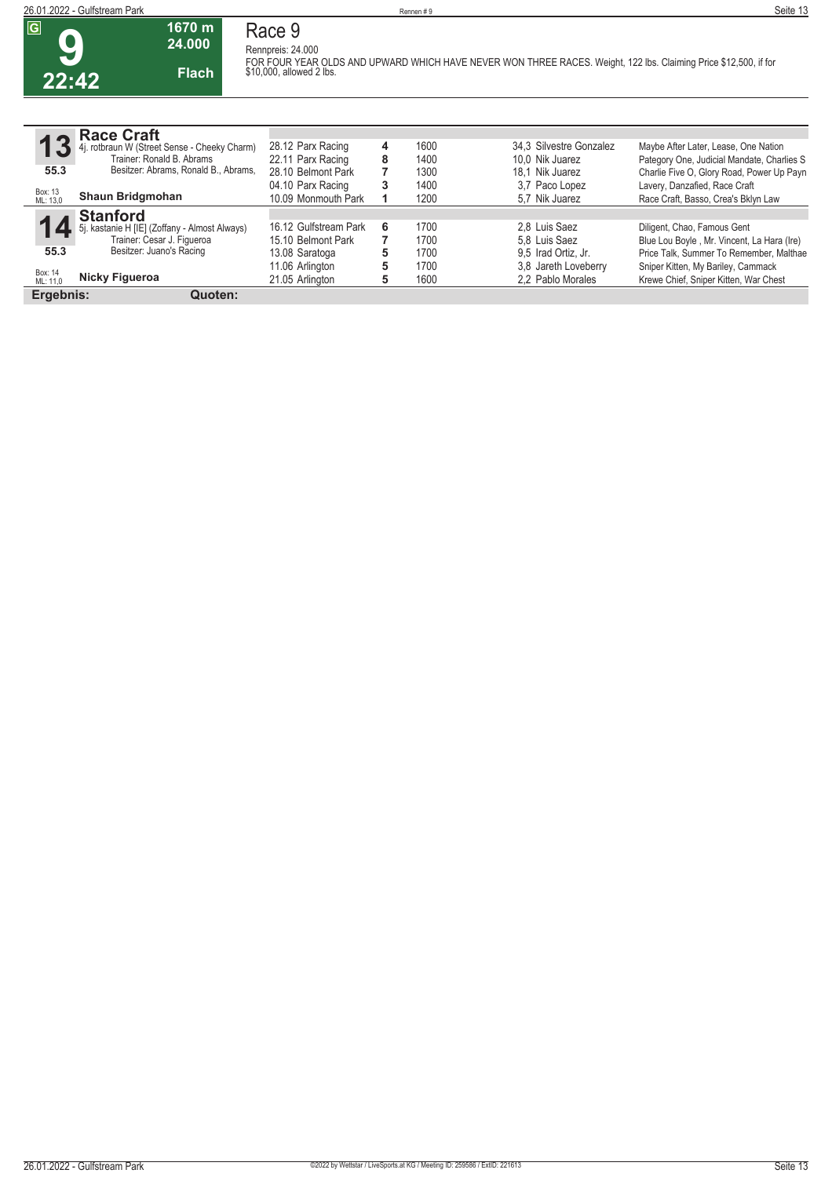**G**

# 9

**22:42**

**1670 m**
**24.000**
**Flach**

## Race 9

Rennpreis: 24.000

FOR FOUR YEAR OLDS AND UPWARD WHICH HAVE NEVER WON THREE RACES. Weight, 122 lbs. Claiming Price $12,500, if for $10,000, allowed 2 lbs.

| | | | | | | |
|---|---|---|---|---|---|---|
| **13** | **Race Craft** 4j. rotbraun W (Street Sense - Cheeky Charm) Trainer: Ronald B. Abrams Besitzer: Abrams, Ronald B., Abrams, | 28.12 Parx Racing | 4 | 1600 | 34,3 Silvestre Gonzalez | Maybe After Later, Lease, One Nation |
| 55.3 | | 22.11 Parx Racing | 8 | 1400 | 10,0 Nik Juarez | Pategory One, Judicial Mandate, Charlies S |
| Box: 13 ML: 13,0 | **Shaun Bridgmohan** | 28.10 Belmont Park | 7 | 1300 | 18,1 Nik Juarez | Charlie Five O, Glory Road, Power Up Payn |
| | | 04.10 Parx Racing | 3 | 1400 | 3,7 Paco Lopez | Lavery, Danzafied, Race Craft |
| | | 10.09 Monmouth Park | 1 | 1200 | 5,7 Nik Juarez | Race Craft, Basso, Crea's Bklyn Law |
| **14** | **Stanford** 5j. kastanie H [IE] (Zoffany - Almost Always) Trainer: Cesar J. Figueroa Besitzer: Juano's Racing | 16.12 Gulfstream Park | 6 | 1700 | 2,8 Luis Saez | Diligent, Chao, Famous Gent |
| 55.3 | | 15.10 Belmont Park | 7 | 1700 | 5,8 Luis Saez | Blue Lou Boyle , Mr. Vincent, La Hara (Ire) |
| Box: 14 ML: 11,0 | **Nicky Figueroa** | 13.08 Saratoga | 5 | 1700 | 9,5 Irad Ortiz, Jr. | Price Talk, Summer To Remember, Malthae |
| | | 11.06 Arlington | 5 | 1700 | 3,8 Jareth Loveberry | Sniper Kitten, My Bariley, Cammack |
| | | 21.05 Arlington | 5 | 1600 | 2,2 Pablo Morales | Krewe Chief, Sniper Kitten, War Chest |

**Ergebnis:** **Quoten:**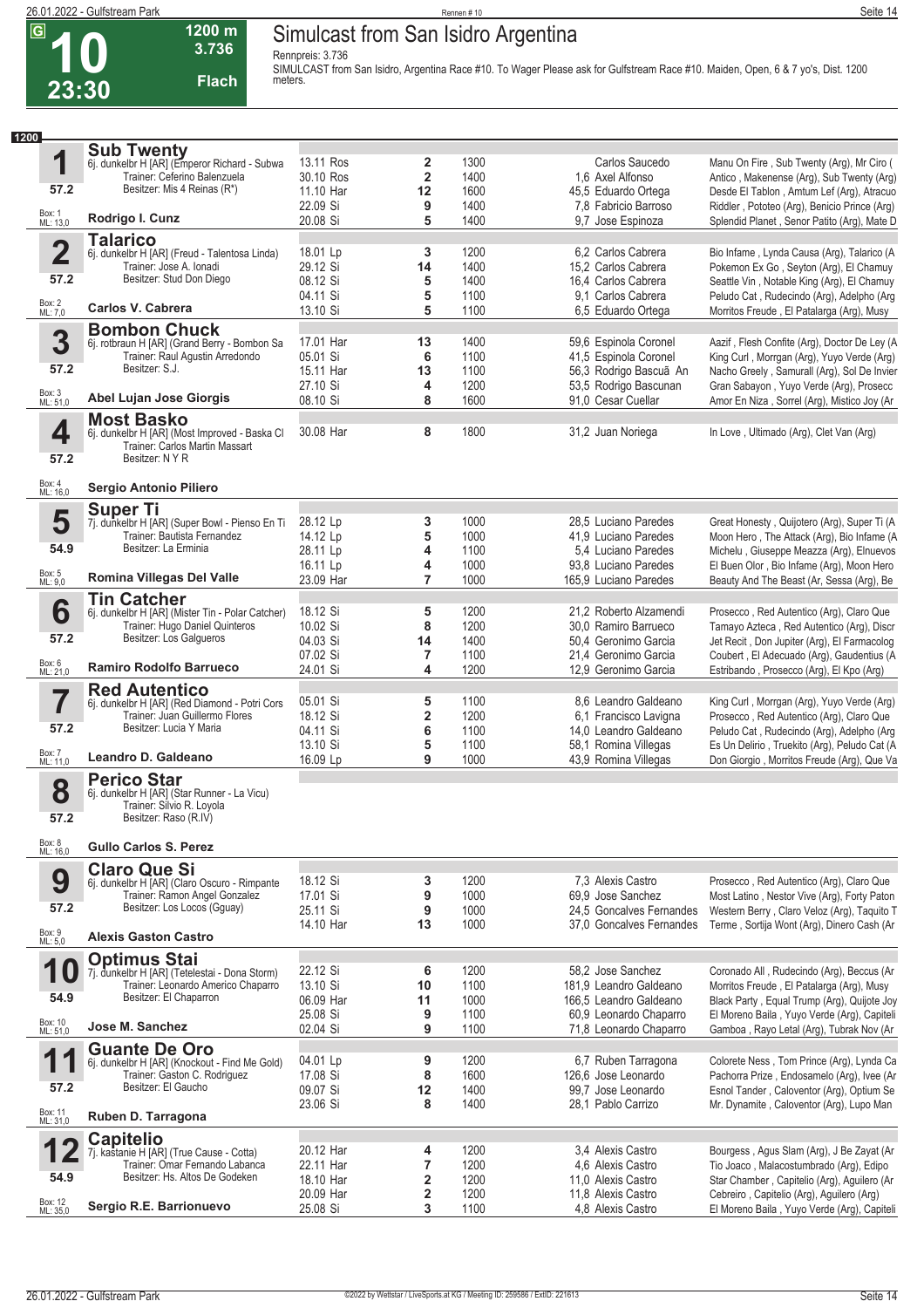# 10 — 23:30 — 1200 m — 3.736 — Flach

## Simulcast from San Isidro Argentina

Rennpreis: 3.736

SIMULCAST from San Isidro, Argentina Race #10. To Wager Please ask for Gulfstream Race #10. Maiden, Open, 6 & 7 yo's, Dist. 1200 meters.

**1200**

### 1 Sub Twenty
6j. dunkelbr H [AR] (Emperor Richard - Subwa
Trainer: Ceferino Balenzuela
Besitzer: Mis 4 Reinas (R*)
57.2 — Box: 1 — ML: 13,0
**Rodrigo I. Cunz**

| Datum | Platz | Distanz | Quote / Jockey | Einlauf |
|---|---|---|---|---|
| 13.11 Ros | 2 | 1300 | Carlos Saucedo | Manu On Fire , Sub Twenty (Arg), Mr Ciro ( |
| 30.10 Ros | 2 | 1400 | 1,6 Axel Alfonso | Antico , Makenense (Arg), Sub Twenty (Arg) |
| 11.10 Har | 12 | 1600 | 45,5 Eduardo Ortega | Desde El Tablon , Amtum Lef (Arg), Atracuo |
| 22.09 Si | 9 | 1400 | 7,8 Fabricio Barroso | Riddler , Pototeo (Arg), Benicio Prince (Arg) |
| 20.08 Si | 5 | 1400 | 9,7 Jose Espinoza | Splendid Planet , Senor Patito (Arg), Mate D |

### 2 Talarico
6j. dunkelbr H [AR] (Freud - Talentosa Linda)
Trainer: Jose A. Ionadi
Besitzer: Stud Don Diego
57.2 — Box: 2 — ML: 7,0
**Carlos V. Cabrera**

| Datum | Platz | Distanz | Quote / Jockey | Einlauf |
|---|---|---|---|---|
| 18.01 Lp | 3 | 1200 | 6,2 Carlos Cabrera | Bio Infame , Lynda Causa (Arg), Talarico (A |
| 29.12 Si | 14 | 1400 | 15,2 Carlos Cabrera | Pokemon Ex Go , Seyton (Arg), El Chamuy |
| 08.12 Si | 5 | 1400 | 16,4 Carlos Cabrera | Seattle Vin , Notable King (Arg), El Chamuy |
| 04.11 Si | 5 | 1100 | 9,1 Carlos Cabrera | Peludo Cat , Rudecindo (Arg), Adelpho (Arg |
| 13.10 Si | 5 | 1100 | 6,5 Eduardo Ortega | Morritos Freude , El Patalarga (Arg), Musy |

### 3 Bombon Chuck
6j. rotbraun H [AR] (Grand Berry - Bombon Sa
Trainer: Raul Agustin Arredondo
Besitzer: S.J.
57.2 — Box: 3 — ML: 51,0
**Abel Lujan Jose Giorgis**

| Datum | Platz | Distanz | Quote / Jockey | Einlauf |
|---|---|---|---|---|
| 17.01 Har | 13 | 1400 | 59,6 Espinola Coronel | Aazif , Flesh Confite (Arg), Doctor De Ley (A |
| 05.01 Si | 6 | 1100 | 41,5 Espinola Coronel | King Curl , Morrgan (Arg), Yuyo Verde (Arg) |
| 15.11 Har | 13 | 1100 | 56,3 Rodrigo Bascuã An | Nacho Greely , Samurall (Arg), Sol De Invier |
| 27.10 Si | 4 | 1200 | 53,5 Rodrigo Bascunan | Gran Sabayon , Yuyo Verde (Arg), Prosecc |
| 08.10 Si | 8 | 1600 | 91,0 Cesar Cuellar | Amor En Niza , Sorrel (Arg), Mistico Joy (Ar |

### 4 Most Basko
6j. dunkelbr H [AR] (Most Improved - Baska Cl
Trainer: Carlos Martin Massart
Besitzer: N Y R
57.2 — Box: 4 — ML: 16,0
**Sergio Antonio Piliero**

| Datum | Platz | Distanz | Quote / Jockey | Einlauf |
|---|---|---|---|---|
| 30.08 Har | 8 | 1800 | 31,2 Juan Noriega | In Love , Ultimado (Arg), Clet Van (Arg) |

### 5 Super Ti
7j. dunkelbr H [AR] (Super Bowl - Pienso En Ti
Trainer: Bautista Fernandez
Besitzer: La Erminia
54.9 — Box: 5 — ML: 9,0
**Romina Villegas Del Valle**

| Datum | Platz | Distanz | Quote / Jockey | Einlauf |
|---|---|---|---|---|
| 28.12 Lp | 3 | 1000 | 28,5 Luciano Paredes | Great Honesty , Quijotero (Arg), Super Ti (A |
| 14.12 Lp | 5 | 1000 | 41,9 Luciano Paredes | Moon Hero , The Attack (Arg), Bio Infame (A |
| 28.11 Lp | 4 | 1100 | 5,4 Luciano Paredes | Michelu , Giuseppe Meazza (Arg), Elnuevos |
| 16.11 Lp | 4 | 1000 | 93,8 Luciano Paredes | El Buen Olor , Bio Infame (Arg), Moon Hero |
| 23.09 Har | 7 | 1000 | 165,9 Luciano Paredes | Beauty And The Beast (Ar, Sessa (Arg), Be |

### 6 Tin Catcher
6j. dunkelbr H [AR] (Mister Tin - Polar Catcher)
Trainer: Hugo Daniel Quinteros
Besitzer: Los Galgueros
57.2 — Box: 6 — ML: 21,0
**Ramiro Rodolfo Barrueco**

| Datum | Platz | Distanz | Quote / Jockey | Einlauf |
|---|---|---|---|---|
| 18.12 Si | 5 | 1200 | 21,2 Roberto Alzamendi | Prosecco , Red Autentico (Arg), Claro Que |
| 10.02 Si | 8 | 1200 | 30,0 Ramiro Barrueco | Tamayo Azteca , Red Autentico (Arg), Discr |
| 04.03 Si | 14 | 1400 | 50,4 Geronimo Garcia | Jet Recit , Don Jupiter (Arg), El Farmacolog |
| 07.02 Si | 7 | 1100 | 21,4 Geronimo Garcia | Coubert , El Adecuado (Arg), Gaudentius (A |
| 24.01 Si | 4 | 1200 | 12,9 Geronimo Garcia | Estribando , Prosecco (Arg), El Kpo (Arg) |

### 7 Red Autentico
6j. dunkelbr H [AR] (Red Diamond - Potri Cors
Trainer: Juan Guillermo Flores
Besitzer: Lucia Y Maria
57.2 — Box: 7 — ML: 11,0
**Leandro D. Galdeano**

| Datum | Platz | Distanz | Quote / Jockey | Einlauf |
|---|---|---|---|---|
| 05.01 Si | 5 | 1100 | 8,6 Leandro Galdeano | King Curl , Morrgan (Arg), Yuyo Verde (Arg) |
| 18.12 Si | 2 | 1200 | 6,1 Francisco Lavigna | Prosecco , Red Autentico (Arg), Claro Que |
| 04.11 Si | 6 | 1100 | 14,0 Leandro Galdeano | Peludo Cat , Rudecindo (Arg), Adelpho (Arg |
| 13.10 Si | 5 | 1100 | 58,1 Romina Villegas | Es Un Delirio , Truekito (Arg), Peludo Cat (A |
| 16.09 Lp | 9 | 1000 | 43,9 Romina Villegas | Don Giorgio , Morritos Freude (Arg), Que Va |

### 8 Perico Star
6j. dunkelbr H [AR] (Star Runner - La Vicu)
Trainer: Silvio R. Loyola
Besitzer: Raso (R.IV)
57.2 — Box: 8 — ML: 16,0
**Gullo Carlos S. Perez**

### 9 Claro Que Si
6j. dunkelbr H [AR] (Claro Oscuro - Rimpante
Trainer: Ramon Angel Gonzalez
Besitzer: Los Locos (Gguay)
57.2 — Box: 9 — ML: 5,0
**Alexis Gaston Castro**

| Datum | Platz | Distanz | Quote / Jockey | Einlauf |
|---|---|---|---|---|
| 18.12 Si | 3 | 1200 | 7,3 Alexis Castro | Prosecco , Red Autentico (Arg), Claro Que |
| 17.01 Si | 9 | 1000 | 69,9 Jose Sanchez | Most Latino , Nestor Vive (Arg), Forty Paton |
| 25.11 Si | 9 | 1000 | 24,5 Goncalves Fernandes | Western Berry , Claro Veloz (Arg), Taquito T |
| 14.10 Har | 13 | 1000 | 37,0 Goncalves Fernandes | Terme , Sortija Wont (Arg), Dinero Cash (Ar |

### 10 Optimus Stai
7j. dunkelbr H [AR] (Tetelestai - Dona Storm)
Trainer: Leonardo Americo Chaparro
Besitzer: El Chaparron
54.9 — Box: 10 — ML: 51,0
**Jose M. Sanchez**

| Datum | Platz | Distanz | Quote / Jockey | Einlauf |
|---|---|---|---|---|
| 22.12 Si | 6 | 1200 | 58,2 Jose Sanchez | Coronado All , Rudecindo (Arg), Beccus (Ar |
| 13.10 Si | 10 | 1100 | 181,9 Leandro Galdeano | Morritos Freude , El Patalarga (Arg), Musy |
| 06.09 Har | 11 | 1000 | 166,5 Leandro Galdeano | Black Party , Equal Trump (Arg), Quijote Joy |
| 25.08 Si | 9 | 1100 | 60,9 Leonardo Chaparro | El Moreno Baila , Yuyo Verde (Arg), Capiteli |
| 02.04 Si | 9 | 1100 | 71,8 Leonardo Chaparro | Gamboa , Rayo Letal (Arg), Tubrak Nov (Ar |

### 11 Guante De Oro
6j. dunkelbr H [AR] (Knockout - Find Me Gold)
Trainer: Gaston C. Rodriguez
Besitzer: El Gaucho
57.2 — Box: 11 — ML: 31,0
**Ruben D. Tarragona**

| Datum | Platz | Distanz | Quote / Jockey | Einlauf |
|---|---|---|---|---|
| 04.01 Lp | 9 | 1200 | 6,7 Ruben Tarragona | Colorete Ness , Tom Prince (Arg), Lynda Ca |
| 17.08 Si | 8 | 1600 | 126,6 Jose Leonardo | Pachorra Prize , Endosamelo (Arg), Ivee (Ar |
| 09.07 Si | 12 | 1400 | 99,7 Jose Leonardo | Esnol Tander , Caloventor (Arg), Optium Se |
| 23.06 Si | 8 | 1400 | 28,1 Pablo Carrizo | Mr. Dynamite , Caloventor (Arg), Lupo Man |

### 12 Capitelio
7j. kastanie H [AR] (True Cause - Cotta)
Trainer: Omar Fernando Labanca
Besitzer: Hs. Altos De Godeken
54.9 — Box: 12 — ML: 35,0
**Sergio R.E. Barrionuevo**

| Datum | Platz | Distanz | Quote / Jockey | Einlauf |
|---|---|---|---|---|
| 20.12 Har | 4 | 1200 | 3,4 Alexis Castro | Bourgess , Agus Slam (Arg), J Be Zayat (Ar |
| 22.11 Har | 7 | 1200 | 4,6 Alexis Castro | Tio Joaco , Malacostumbrado (Arg), Edipo |
| 18.10 Har | 2 | 1200 | 11,0 Alexis Castro | Star Chamber , Capitelio (Arg), Aguilero (Ar |
| 20.09 Har | 2 | 1200 | 11,8 Alexis Castro | Cebreiro , Capitelio (Arg), Aguilero (Arg) |
| 25.08 Si | 3 | 1100 | 4,8 Alexis Castro | El Moreno Baila , Yuyo Verde (Arg), Capiteli |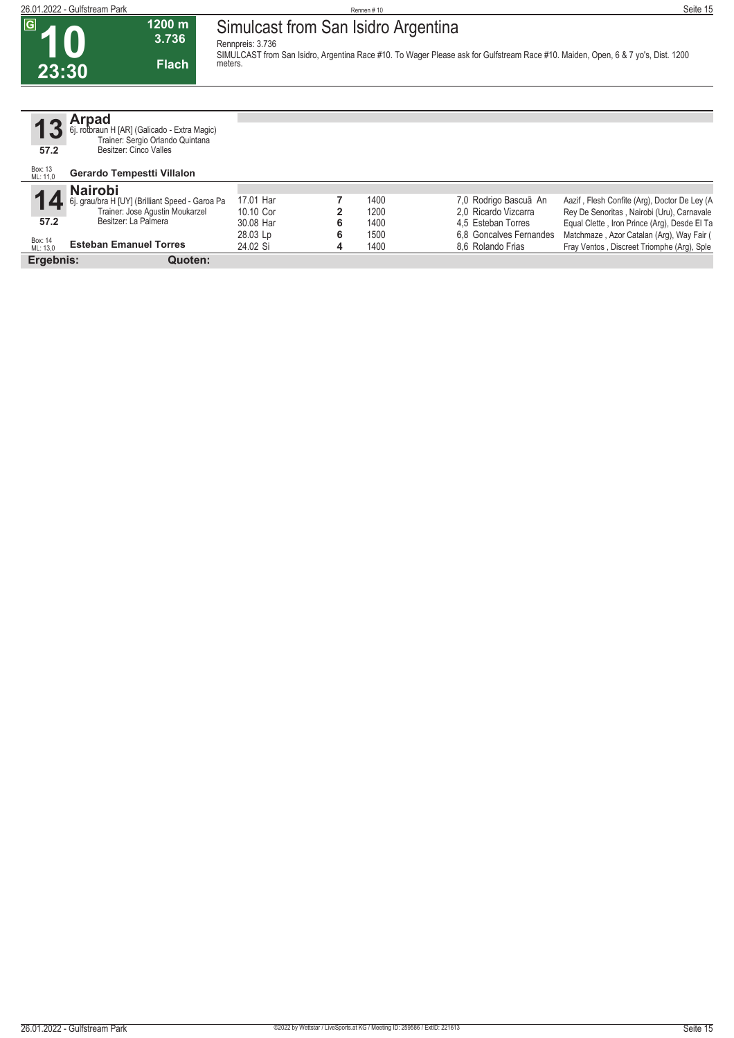# 10 — 23:30 — 1200 m — 3.736 — Flach

## Simulcast from San Isidro Argentina

Rennpreis: 3.736

SIMULCAST from San Isidro, Argentina Race #10. To Wager Please ask for Gulfstream Race #10. Maiden, Open, 6 & 7 yo's, Dist. 1200 meters.

### 13 Arpad

6j. rotbraun H [AR] (Galicado - Extra Magic)
Trainer: Sergio Orlando Quintana
Besitzer: Cinco Valles
57.2
Box: 13 ML: 11,0
**Gerardo Tempestti Villalon**

### 14 Nairobi

6j. grau/bra H [UY] (Brilliant Speed - Garoa Pa
Trainer: Jose Agustin Moukarzel
Besitzer: La Palmera
57.2
Box: 14 ML: 13,0
**Esteban Emanuel Torres**

| Datum | Platz | Distanz | Quote / Jockey | Erste |
|---|---|---|---|---|
| 17.01 Har | 7 | 1400 | 7,0 Rodrigo Bascuã An | Aazif , Flesh Confite (Arg), Doctor De Ley (A |
| 10.10 Cor | 2 | 1200 | 2,0 Ricardo Vizcarra | Rey De Senoritas , Nairobi (Uru), Carnavale |
| 30.08 Har | 6 | 1400 | 4,5 Esteban Torres | Equal Clette , Iron Prince (Arg), Desde El Ta |
| 28.03 Lp | 6 | 1500 | 6,8 Goncalves Fernandes | Matchmaze , Azor Catalan (Arg), Way Fair ( |
| 24.02 Si | 4 | 1400 | 8,6 Rolando Frias | Fray Ventos , Discreet Triomphe (Arg), Sple |

**Ergebnis:** **Quoten:**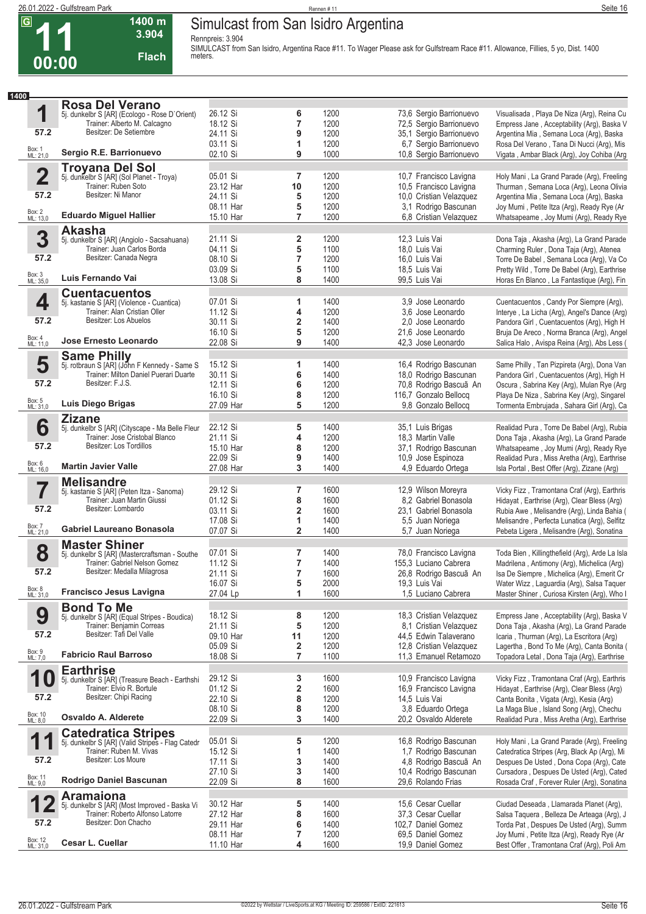# 11 — 00:00

**1400 m** | **3.904** | **Flach**

## Simulcast from San Isidro Argentina

Rennpreis: 3.904

SIMULCAST from San Isidro, Argentina Race #11. To Wager Please ask for Gulfstream Race #11. Allowance, Fillies, 5 yo, Dist. 1400 meters.

**1400**

### 1 Rosa Del Verano
5j. dunkelbr S [AR] (Ecologo - Rose D`Orient)
Trainer: Alberto M. Calcagno
Besitzer: De Setiembre
57.2 — Box: 1 — ML: 21,0
**Sergio R.E. Barrionuevo**

| Datum | Platz | Distanz | Quote / Jockey | Einlauf |
|---|---|---|---|---|
| 26.12 Si | 6 | 1200 | 73,6 Sergio Barrionuevo | Visualisada , Playa De Niza (Arg), Reina Cu |
| 18.12 Si | 7 | 1200 | 72,5 Sergio Barrionuevo | Empress Jane , Acceptability (Arg), Baska V |
| 24.11 Si | 9 | 1200 | 35,1 Sergio Barrionuevo | Argentina Mia , Semana Loca (Arg), Baska |
| 03.11 Si | 1 | 1200 | 6,7 Sergio Barrionuevo | Rosa Del Verano , Tana Di Nucci (Arg), Mis |
| 02.10 Si | 9 | 1000 | 10,8 Sergio Barrionuevo | Vigata , Ambar Black (Arg), Joy Cohiba (Arg |

### 2 Troyana Del Sol
5j. dunkelbr S [AR] (Sol Planet - Troya)
Trainer: Ruben Soto
Besitzer: Ni Manor
57.2 — Box: 2 — ML: 13,0
**Eduardo Miguel Hallier**

| Datum | Platz | Distanz | Quote / Jockey | Einlauf |
|---|---|---|---|---|
| 05.01 Si | 7 | 1200 | 10,7 Francisco Lavigna | Holy Mani , La Grand Parade (Arg), Freeling |
| 23.12 Har | 10 | 1200 | 10,5 Francisco Lavigna | Thurman , Semana Loca (Arg), Leona Olivia |
| 24.11 Si | 5 | 1200 | 10,0 Cristian Velazquez | Argentina Mia , Semana Loca (Arg), Baska |
| 08.11 Har | 5 | 1200 | 3,1 Rodrigo Bascunan | Joy Mumi , Petite Itza (Arg), Ready Rye (Ar |
| 15.10 Har | 7 | 1200 | 6,8 Cristian Velazquez | Whatsapeame , Joy Mumi (Arg), Ready Rye |

### 3 Akasha
5j. dunkelbr S [AR] (Angiolo - Sacsahuana)
Trainer: Juan Carlos Borda
Besitzer: Canada Negra
57.2 — Box: 3 — ML: 35,0
**Luis Fernando Vai**

| Datum | Platz | Distanz | Quote / Jockey | Einlauf |
|---|---|---|---|---|
| 21.11 Si | 2 | 1200 | 12,3 Luis Vai | Dona Taja , Akasha (Arg), La Grand Parade |
| 04.11 Si | 5 | 1100 | 18,0 Luis Vai | Charming Ruler , Dona Taja (Arg), Atenea |
| 08.10 Si | 7 | 1200 | 16,0 Luis Vai | Torre De Babel , Semana Loca (Arg), Va Co |
| 03.09 Si | 5 | 1100 | 18,5 Luis Vai | Pretty Wild , Torre De Babel (Arg), Earthrise |
| 13.08 Si | 8 | 1400 | 99,5 Luis Vai | Horas En Blanco , La Fantastique (Arg), Fin |

### 4 Cuentacuentos
5j. kastanie S [AR] (Violence - Cuantica)
Trainer: Alan Cristian Oller
Besitzer: Los Abuelos
57.2 — Box: 4 — ML: 11,0
**Jose Ernesto Leonardo**

| Datum | Platz | Distanz | Quote / Jockey | Einlauf |
|---|---|---|---|---|
| 07.01 Si | 1 | 1400 | 3,9 Jose Leonardo | Cuentacuentos , Candy Por Siempre (Arg), |
| 11.12 Si | 4 | 1200 | 3,6 Jose Leonardo | Interye , La Licha (Arg), Angel's Dance (Arg) |
| 30.11 Si | 2 | 1400 | 2,0 Jose Leonardo | Pandora Girl , Cuentacuentos (Arg), High H |
| 16.10 Si | 5 | 1200 | 21,6 Jose Leonardo | Bruja De Areco , Norma Branca (Arg), Angel |
| 22.08 Si | 9 | 1400 | 42,3 Jose Leonardo | Salica Halo , Avispa Reina (Arg), Abs Less ( |

### 5 Same Philly
5j. rotbraun S [AR] (John F Kennedy - Same S
Trainer: Milton Daniel Puerari Duarte
Besitzer: F.J.S.
57.2 — Box: 5 — ML: 31,0
**Luis Diego Brigas**

| Datum | Platz | Distanz | Quote / Jockey | Einlauf |
|---|---|---|---|---|
| 15.12 Si | 1 | 1400 | 16,4 Rodrigo Bascunan | Same Philly , Tan Pizpireta (Arg), Dona Van |
| 30.11 Si | 6 | 1400 | 18,0 Rodrigo Bascunan | Pandora Girl , Cuentacuentos (Arg), High H |
| 12.11 Si | 6 | 1200 | 70,8 Rodrigo Bascuã An | Oscura , Sabrina Key (Arg), Mulan Rye (Arg |
| 16.10 Si | 8 | 1200 | 116,7 Gonzalo Bellocq | Playa De Niza , Sabrina Key (Arg), Singarel |
| 27.09 Har | 5 | 1200 | 9,8 Gonzalo Bellocq | Tormenta Embrujada , Sahara Girl (Arg), Ca |

### 6 Zizane
5j. dunkelbr S [AR] (Cityscape - Ma Belle Fleur
Trainer: Jose Cristobal Blanco
Besitzer: Los Tordillos
57.2 — Box: 6 — ML: 16,0
**Martin Javier Valle**

| Datum | Platz | Distanz | Quote / Jockey | Einlauf |
|---|---|---|---|---|
| 22.12 Si | 5 | 1400 | 35,1 Luis Brigas | Realidad Pura , Torre De Babel (Arg), Rubia |
| 21.11 Si | 4 | 1200 | 18,3 Martin Valle | Dona Taja , Akasha (Arg), La Grand Parade |
| 15.10 Har | 8 | 1200 | 37,1 Rodrigo Bascunan | Whatsapeame , Joy Mumi (Arg), Ready Rye |
| 22.09 Si | 9 | 1400 | 10,9 Jose Espinoza | Realidad Pura , Miss Aretha (Arg), Earthrise |
| 27.08 Har | 3 | 1400 | 4,9 Eduardo Ortega | Isla Portal , Best Offer (Arg), Zizane (Arg) |

### 7 Melisandre
5j. kastanie S [AR] (Peten Itza - Sanoma)
Trainer: Juan Martin Giussi
Besitzer: Lombardo
57.2 — Box: 7 — ML: 21,0
**Gabriel Laureano Bonasola**

| Datum | Platz | Distanz | Quote / Jockey | Einlauf |
|---|---|---|---|---|
| 29.12 Si | 7 | 1600 | 12,9 Wilson Moreyra | Vicky Fizz , Tramontana Craf (Arg), Earthris |
| 01.12 Si | 8 | 1600 | 8,2 Gabriel Bonasola | Hidayat , Earthrise (Arg), Clear Bless (Arg) |
| 03.11 Si | 2 | 1600 | 23,1 Gabriel Bonasola | Rubia Awe , Melisandre (Arg), Linda Bahia ( |
| 17.08 Si | 1 | 1400 | 5,5 Juan Noriega | Melisandre , Perfecta Lunatica (Arg), Selfitz |
| 07.07 Si | 2 | 1400 | 5,7 Juan Noriega | Pebeta Ligera , Melisandre (Arg), Sonatina |

### 8 Master Shiner
5j. dunkelbr S [AR] (Mastercraftsman - Southe
Trainer: Gabriel Nelson Gomez
Besitzer: Medalla Milagrosa
57.2 — Box: 8 — ML: 31,0
**Francisco Jesus Lavigna**

| Datum | Platz | Distanz | Quote / Jockey | Einlauf |
|---|---|---|---|---|
| 07.01 Si | 7 | 1400 | 78,0 Francisco Lavigna | Toda Bien , Killingthefield (Arg), Arde La Isla |
| 11.12 Si | 7 | 1400 | 155,3 Luciano Cabrera | Madrilena , Antimony (Arg), Michelica (Arg) |
| 21.11 Si | 7 | 1600 | 26,8 Rodrigo Bascuã An | Isa De Siempre , Michelica (Arg), Emerit Cr |
| 16.07 Si | 5 | 2000 | 19,3 Luis Vai | Water Wizz , Laguardia (Arg), Salsa Taquer |
| 27.04 Lp | 1 | 1600 | 1,5 Luciano Cabrera | Master Shiner , Curiosa Kirsten (Arg), Who I |

### 9 Bond To Me
5j. dunkelbr S [AR] (Equal Stripes - Boudica)
Trainer: Benjamin Correas
Besitzer: Tafi Del Valle
57.2 — Box: 9 — ML: 7,0
**Fabricio Raul Barroso**

| Datum | Platz | Distanz | Quote / Jockey | Einlauf |
|---|---|---|---|---|
| 18.12 Si | 8 | 1200 | 18,3 Cristian Velazquez | Empress Jane , Acceptability (Arg), Baska V |
| 21.11 Si | 5 | 1200 | 8,1 Cristian Velazquez | Dona Taja , Akasha (Arg), La Grand Parade |
| 09.10 Har | 11 | 1200 | 44,5 Edwin Talaverano | Icaria , Thurman (Arg), La Escritora (Arg) |
| 05.09 Si | 2 | 1200 | 12,8 Cristian Velazquez | Lagertha , Bond To Me (Arg), Canta Bonita ( |
| 18.08 Si | 7 | 1100 | 11,3 Emanuel Retamozo | Topadora Letal , Dona Taja (Arg), Earthrise |

### 10 Earthrise
5j. dunkelbr S [AR] (Treasure Beach - Earthshi
Trainer: Elvio R. Bortule
Besitzer: Chipi Racing
57.2 — Box: 10 — ML: 8,0
**Osvaldo A. Alderete**

| Datum | Platz | Distanz | Quote / Jockey | Einlauf |
|---|---|---|---|---|
| 29.12 Si | 3 | 1600 | 10,9 Francisco Lavigna | Vicky Fizz , Tramontana Craf (Arg), Earthris |
| 01.12 Si | 2 | 1600 | 16,9 Francisco Lavigna | Hidayat , Earthrise (Arg), Clear Bless (Arg) |
| 22.10 Si | 8 | 1200 | 14,5 Luis Vai | Canta Bonita , Vigata (Arg), Kesia (Arg) |
| 08.10 Si | 8 | 1200 | 3,8 Eduardo Ortega | La Maga Blue , Island Song (Arg), Chechu |
| 22.09 Si | 3 | 1400 | 20,2 Osvaldo Alderete | Realidad Pura , Miss Aretha (Arg), Earthrise |

### 11 Catedratica Stripes
5j. dunkelbr S [AR] (Valid Stripes - Flag Catedr
Trainer: Ruben M. Vivas
Besitzer: Los Moure
57.2 — Box: 11 — ML: 9,0
**Rodrigo Daniel Bascunan**

| Datum | Platz | Distanz | Quote / Jockey | Einlauf |
|---|---|---|---|---|
| 05.01 Si | 5 | 1200 | 16,8 Rodrigo Bascunan | Holy Mani , La Grand Parade (Arg), Freeling |
| 15.12 Si | 1 | 1400 | 1,7 Rodrigo Bascunan | Catedratica Stripes (Arg, Black Ap (Arg), Mi |
| 17.11 Si | 3 | 1400 | 4,8 Rodrigo Bascuã An | Despues De Usted , Dona Copa (Arg), Cate |
| 27.10 Si | 3 | 1400 | 10,4 Rodrigo Bascunan | Cursadora , Despues De Usted (Arg), Cated |
| 22.09 Si | 8 | 1600 | 29,6 Rolando Frias | Rosada Craf , Forever Ruler (Arg), Sonatina |

### 12 Aramaiona
5j. dunkelbr S [AR] (Most Improved - Baska Vi
Trainer: Roberto Alfonso Latorre
Besitzer: Don Chacho
57.2 — Box: 12 — ML: 31,0
**Cesar L. Cuellar**

| Datum | Platz | Distanz | Quote / Jockey | Einlauf |
|---|---|---|---|---|
| 30.12 Har | 5 | 1400 | 15,6 Cesar Cuellar | Ciudad Deseada , Llamarada Planet (Arg), |
| 27.12 Har | 8 | 1600 | 37,3 Cesar Cuellar | Salsa Taquera , Belleza De Arteaga (Arg), J |
| 29.11 Har | 6 | 1400 | 102,7 Daniel Gomez | Torda Pat , Despues De Usted (Arg), Summ |
| 08.11 Har | 7 | 1200 | 69,5 Daniel Gomez | Joy Mumi , Petite Itza (Arg), Ready Rye (Ar |
| 11.10 Har | 4 | 1600 | 19,9 Daniel Gomez | Best Offer , Tramontana Craf (Arg), Poli Am |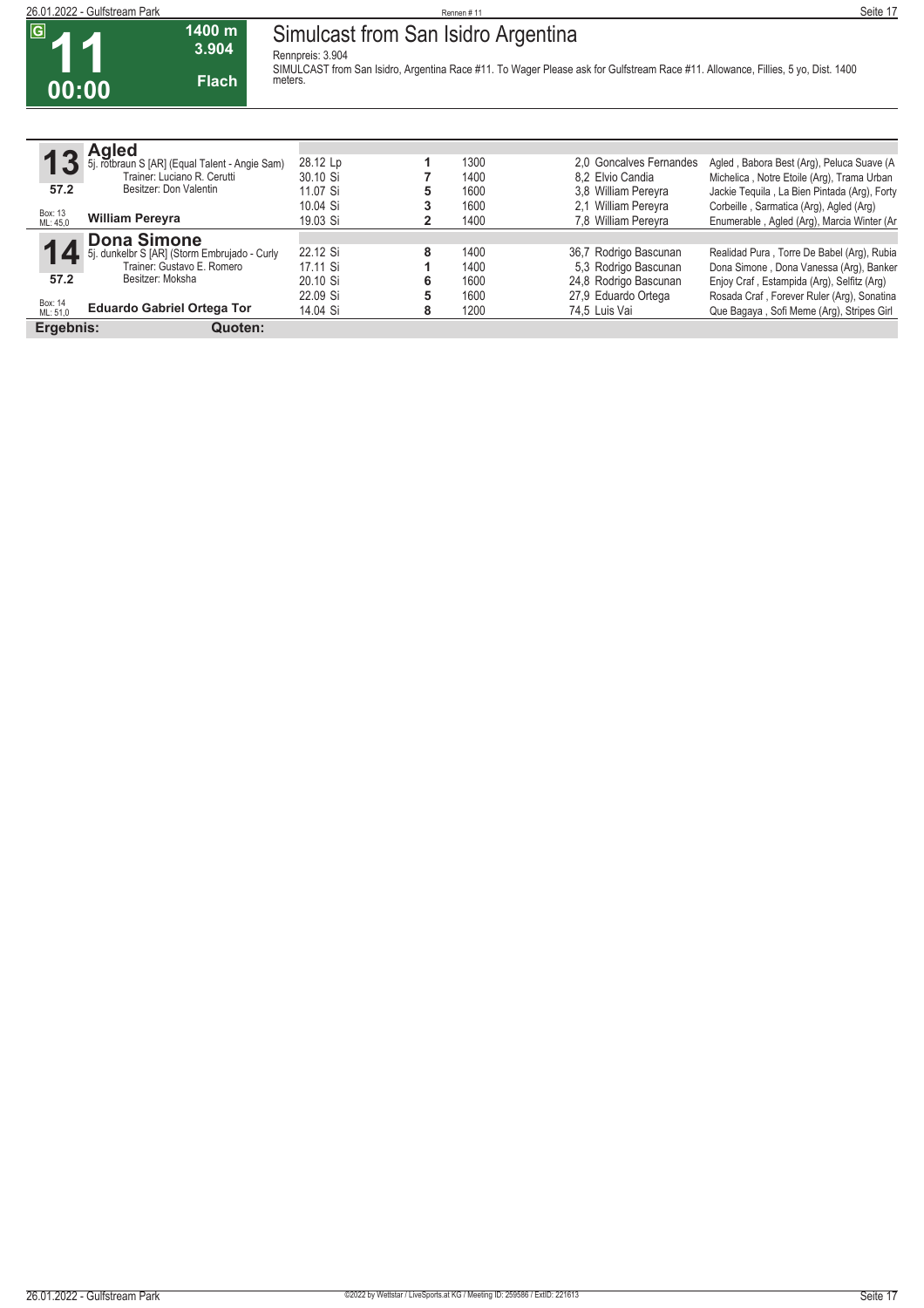# 11

**G**

**00:00**

**1400 m**
**3.904**
**Flach**

## Simulcast from San Isidro Argentina

Rennpreis: 3.904

SIMULCAST from San Isidro, Argentina Race #11. To Wager Please ask for Gulfstream Race #11. Allowance, Fillies, 5 yo, Dist. 1400 meters.

### 13 Agled

5j. rotbraun S [AR] (Equal Talent - Angie Sam)
Trainer: Luciano R. Cerutti
Besitzer: Don Valentin
57.2
Box: 13
ML: 45,0
**William Pereyra**

| | | | | | |
|---|---|---|---|---|---|
| 28.12 Lp | 1 | 1300 | 2,0 | Goncalves Fernandes | Agled , Babora Best (Arg), Peluca Suave (A |
| 30.10 Si | 7 | 1400 | 8,2 | Elvio Candia | Michelica , Notre Etoile (Arg), Trama Urban |
| 11.07 Si | 5 | 1600 | 3,8 | William Pereyra | Jackie Tequila , La Bien Pintada (Arg), Forty |
| 10.04 Si | 3 | 1600 | 2,1 | William Pereyra | Corbeille , Sarmatica (Arg), Agled (Arg) |
| 19.03 Si | 2 | 1400 | 7,8 | William Pereyra | Enumerable , Agled (Arg), Marcia Winter (Ar |

### 14 Dona Simone

5j. dunkelbr S [AR] (Storm Embrujado - Curly
Trainer: Gustavo E. Romero
Besitzer: Moksha
57.2
Box: 14
ML: 51,0
**Eduardo Gabriel Ortega Tor**

| | | | | | |
|---|---|---|---|---|---|
| 22.12 Si | 8 | 1400 | 36,7 | Rodrigo Bascunan | Realidad Pura , Torre De Babel (Arg), Rubia |
| 17.11 Si | 1 | 1400 | 5,3 | Rodrigo Bascunan | Dona Simone , Dona Vanessa (Arg), Banker |
| 20.10 Si | 6 | 1600 | 24,8 | Rodrigo Bascunan | Enjoy Craf , Estampida (Arg), Selfitz (Arg) |
| 22.09 Si | 5 | 1600 | 27,9 | Eduardo Ortega | Rosada Craf , Forever Ruler (Arg), Sonatina |
| 14.04 Si | 8 | 1200 | 74,5 | Luis Vai | Que Bagaya , Sofi Meme (Arg), Stripes Girl |

**Ergebnis:** **Quoten:**